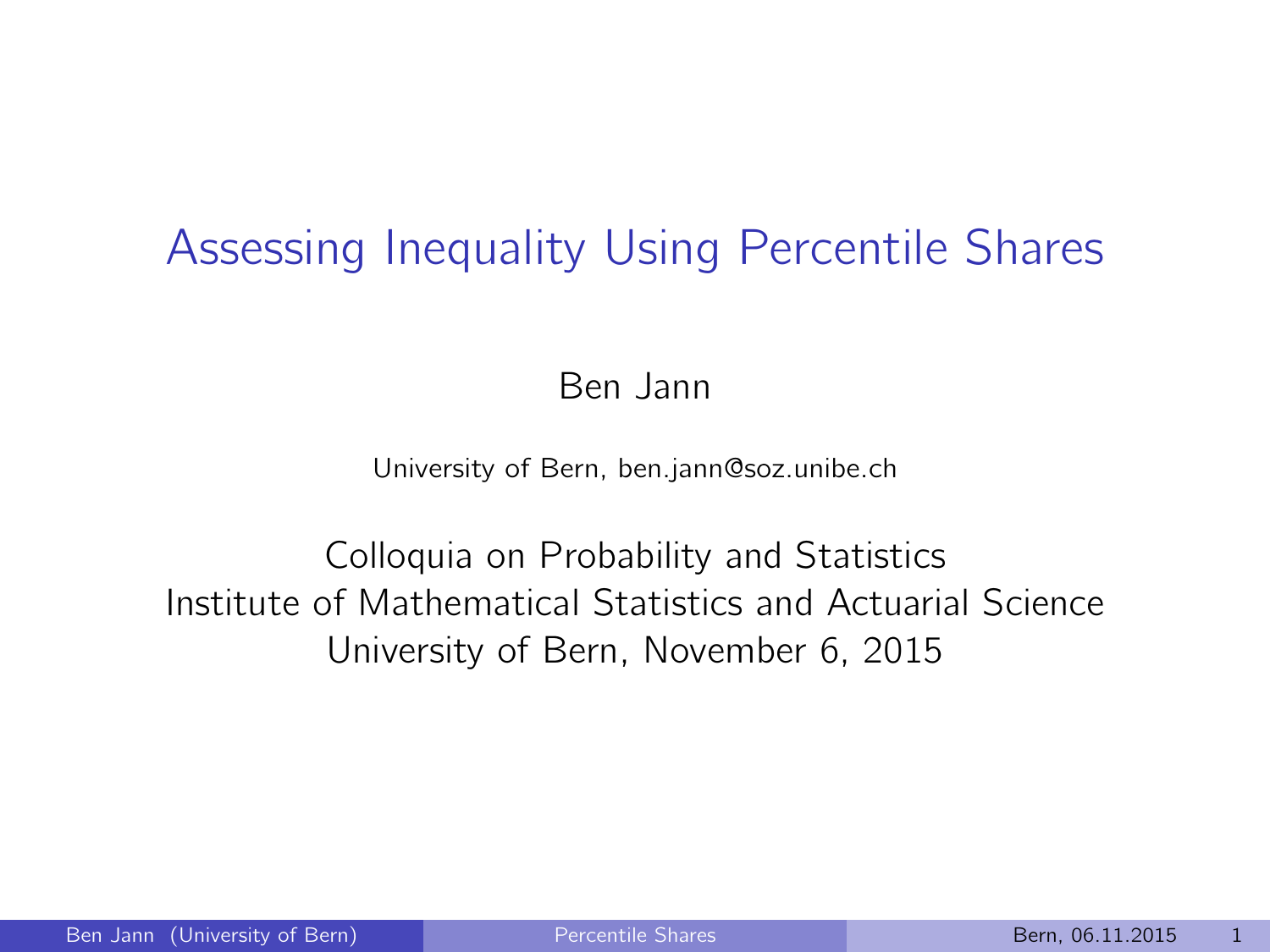# Assessing Inequality Using Percentile Shares

Ben Jann

University of Bern, ben.jann@soz.unibe.ch

Colloquia on Probability and Statistics
Institute of Mathematical Statistics and Actuarial Science
University of Bern, November 6, 2015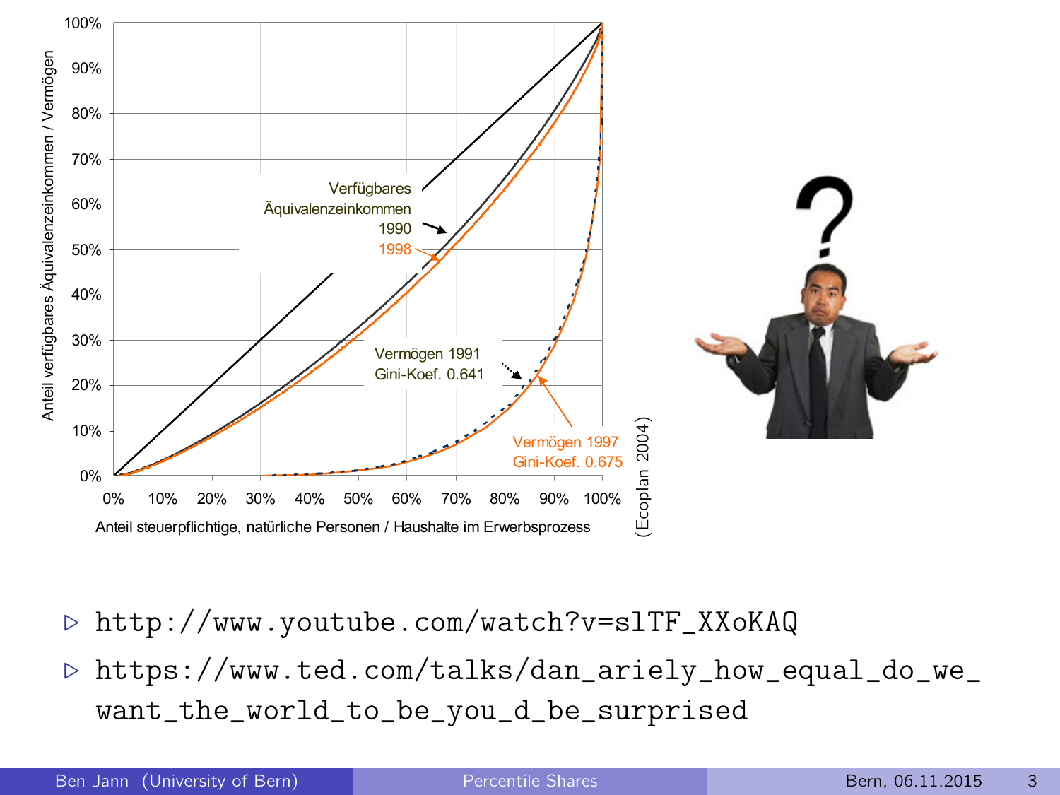▷ http://www.youtube.com/watch?v=slTF_XXoKAQ

▷ https://www.ted.com/talks/dan_ariely_how_equal_do_we_want_the_world_to_be_you_d_be_surprised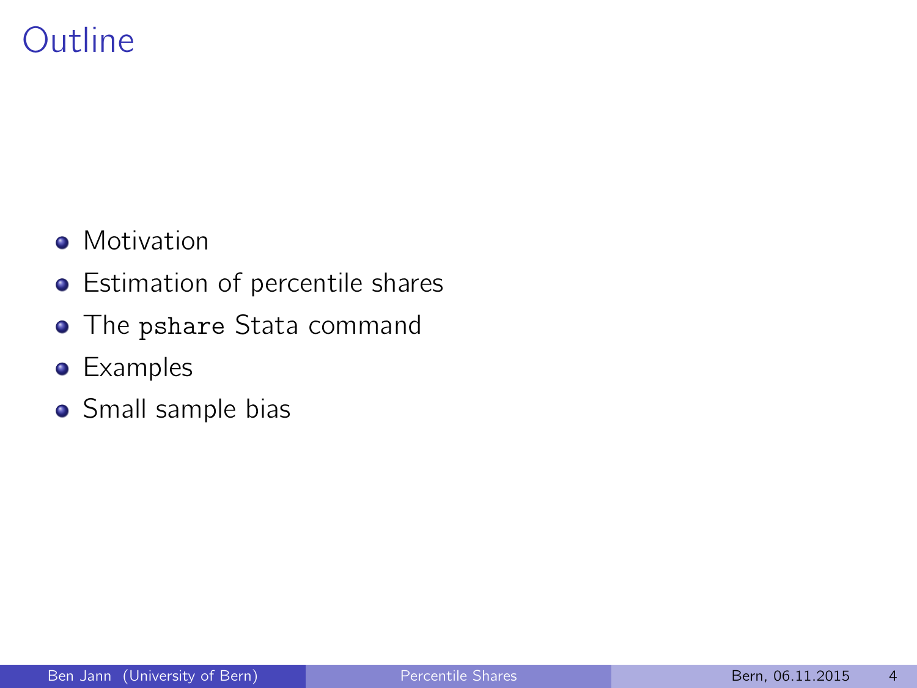# Outline

- Motivation
- Estimation of percentile shares
- The `pshare` Stata command
- Examples
- Small sample bias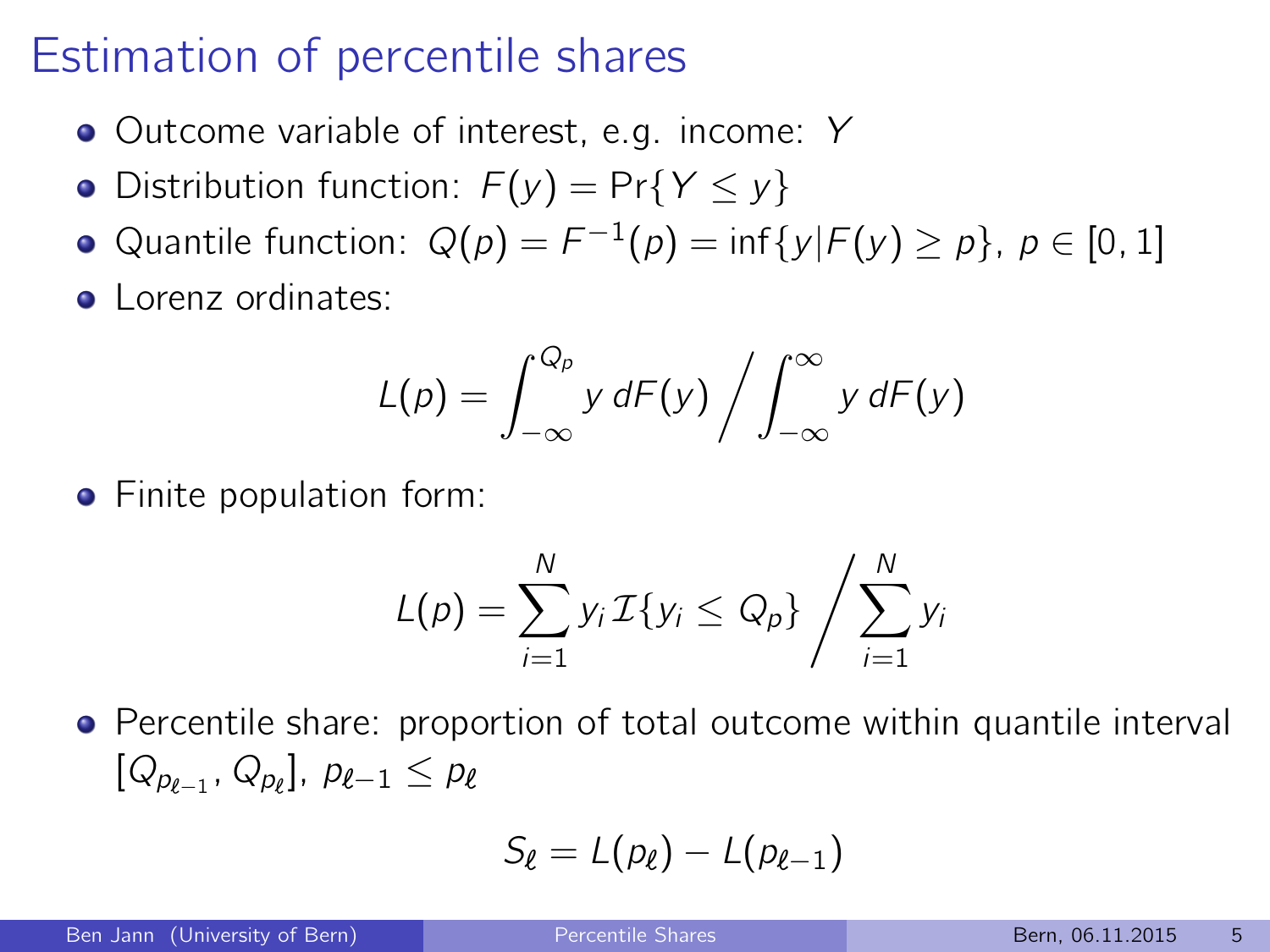# Estimation of percentile shares

- Outcome variable of interest, e.g. income: $Y$
- Distribution function: $F(y) = \Pr\{Y \leq y\}$
- Quantile function: $Q(p) = F^{-1}(p) = \inf\{y|F(y) \geq p\}$, $p \in [0, 1]$
- Lorenz ordinates:

$$L(p) = \int_{-\infty}^{Q_p} y \, dF(y) \bigg/ \int_{-\infty}^{\infty} y \, dF(y)$$

- Finite population form:

$$L(p) = \sum_{i=1}^{N} y_i \, \mathcal{I}\{y_i \leq Q_p\} \bigg/ \sum_{i=1}^{N} y_i$$

- Percentile share: proportion of total outcome within quantile interval $[Q_{p_{\ell-1}}, Q_{p_\ell}]$, $p_{\ell-1} \leq p_\ell$

$$S_\ell = L(p_\ell) - L(p_{\ell-1})$$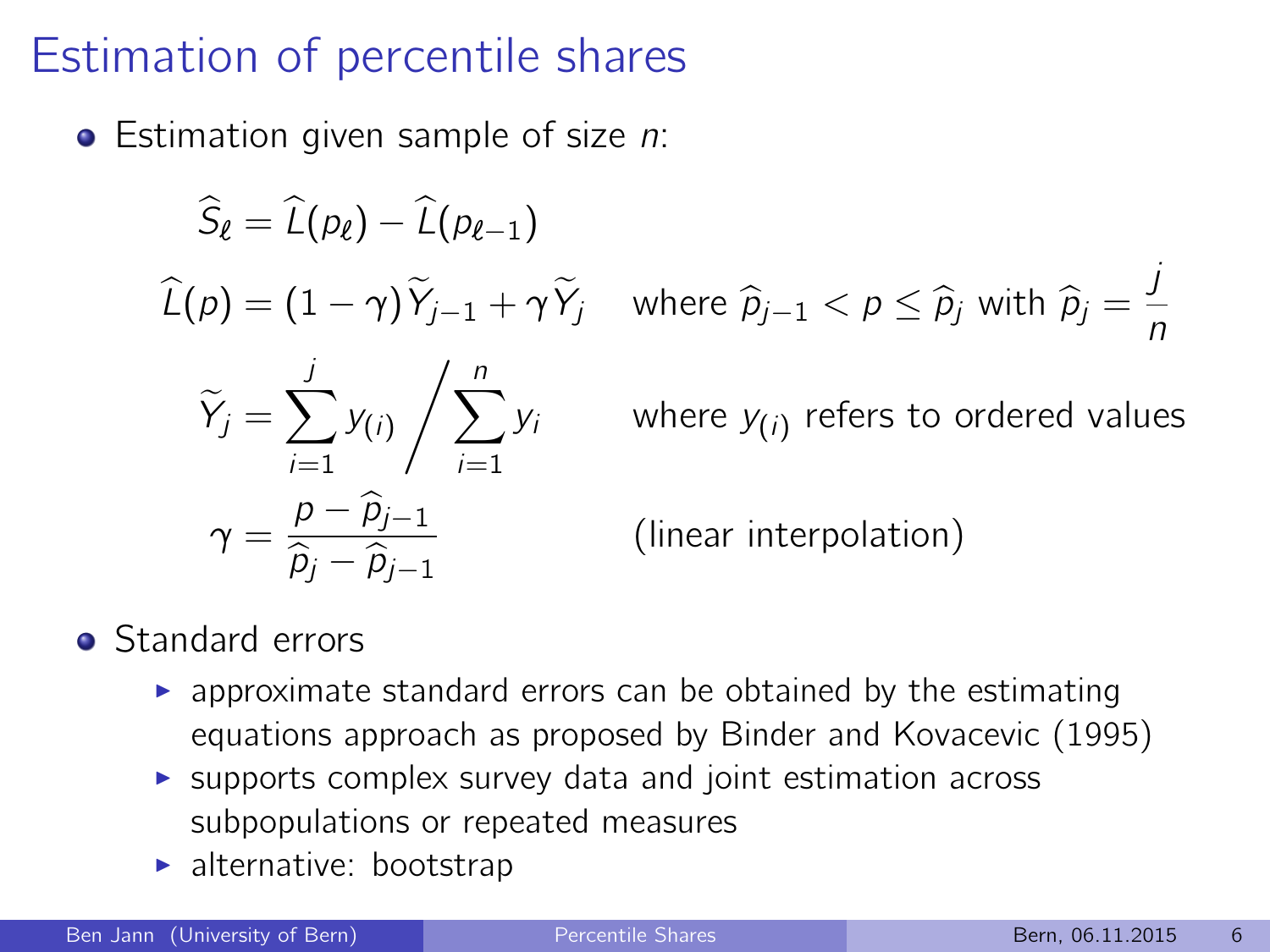# Estimation of percentile shares

- Estimation given sample of size $n$:

$$\widehat{S}_\ell = \widehat{L}(p_\ell) - \widehat{L}(p_{\ell-1})$$

$$\widehat{L}(p) = (1-\gamma)\widetilde{Y}_{j-1} + \gamma \widetilde{Y}_j \quad \text{where } \widehat{p}_{j-1} < p \le \widehat{p}_j \text{ with } \widehat{p}_j = \frac{j}{n}$$

$$\widetilde{Y}_j = \sum_{i=1}^{j} y_{(i)} \Bigg/ \sum_{i=1}^{n} y_i \qquad \text{where } y_{(i)} \text{ refers to ordered values}$$

$$\gamma = \frac{p - \widehat{p}_{j-1}}{\widehat{p}_j - \widehat{p}_{j-1}} \qquad \text{(linear interpolation)}$$

- Standard errors
  - approximate standard errors can be obtained by the estimating equations approach as proposed by Binder and Kovacevic (1995)
  - supports complex survey data and joint estimation across subpopulations or repeated measures
  - alternative: bootstrap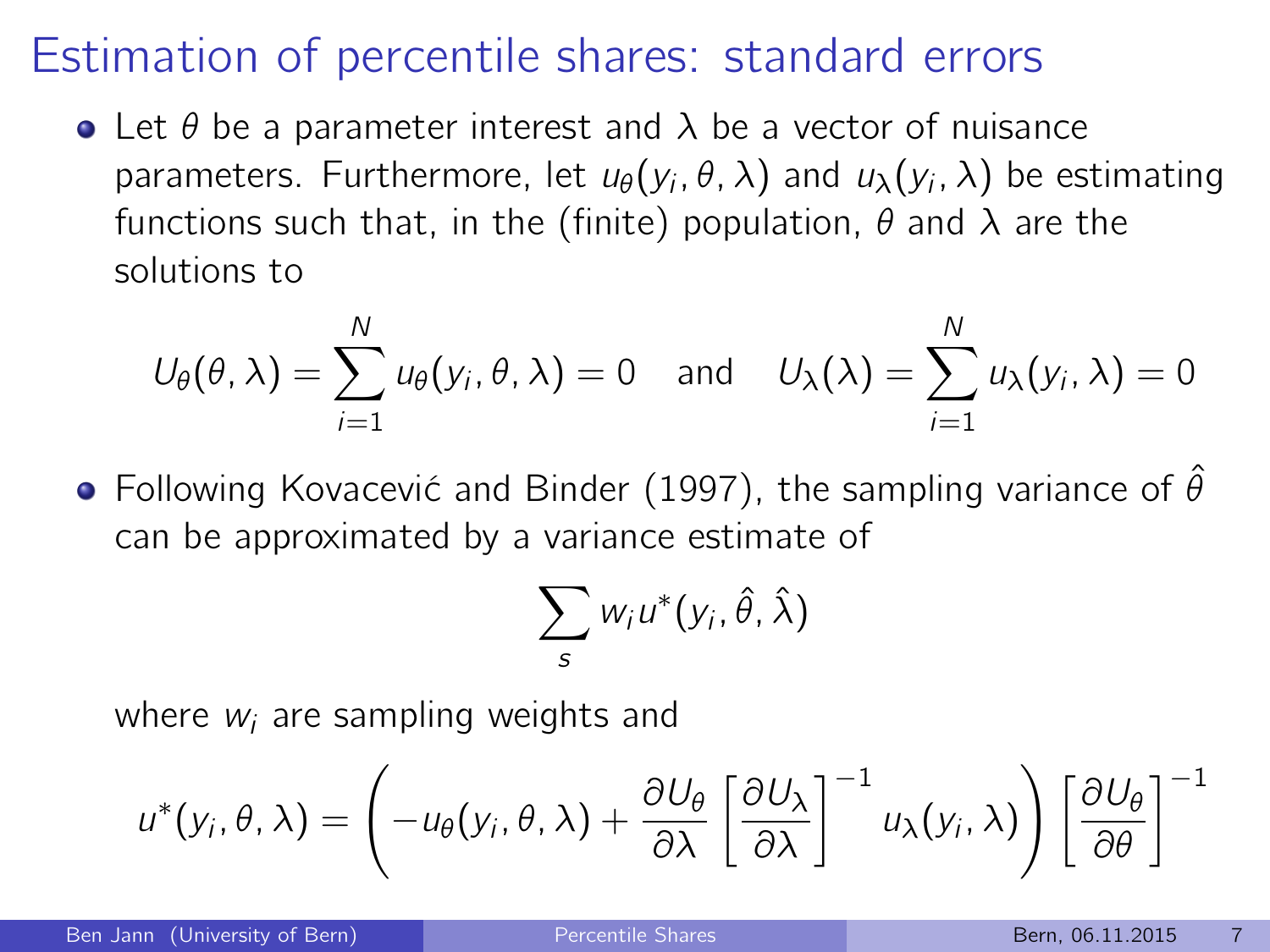# Estimation of percentile shares: standard errors

- Let $\theta$ be a parameter interest and $\lambda$ be a vector of nuisance parameters. Furthermore, let $u_\theta(y_i, \theta, \lambda)$ and $u_\lambda(y_i, \lambda)$ be estimating functions such that, in the (finite) population, $\theta$ and $\lambda$ are the solutions to

$$U_\theta(\theta, \lambda) = \sum_{i=1}^{N} u_\theta(y_i, \theta, \lambda) = 0 \quad \text{and} \quad U_\lambda(\lambda) = \sum_{i=1}^{N} u_\lambda(y_i, \lambda) = 0$$

- Following Kovacević and Binder (1997), the sampling variance of $\hat{\theta}$ can be approximated by a variance estimate of

$$\sum_{s} w_i u^*(y_i, \hat{\theta}, \hat{\lambda})$$

where $w_i$ are sampling weights and

$$u^*(y_i, \theta, \lambda) = \left( -u_\theta(y_i, \theta, \lambda) + \frac{\partial U_\theta}{\partial \lambda} \left[ \frac{\partial U_\lambda}{\partial \lambda} \right]^{-1} u_\lambda(y_i, \lambda) \right) \left[ \frac{\partial U_\theta}{\partial \theta} \right]^{-1}$$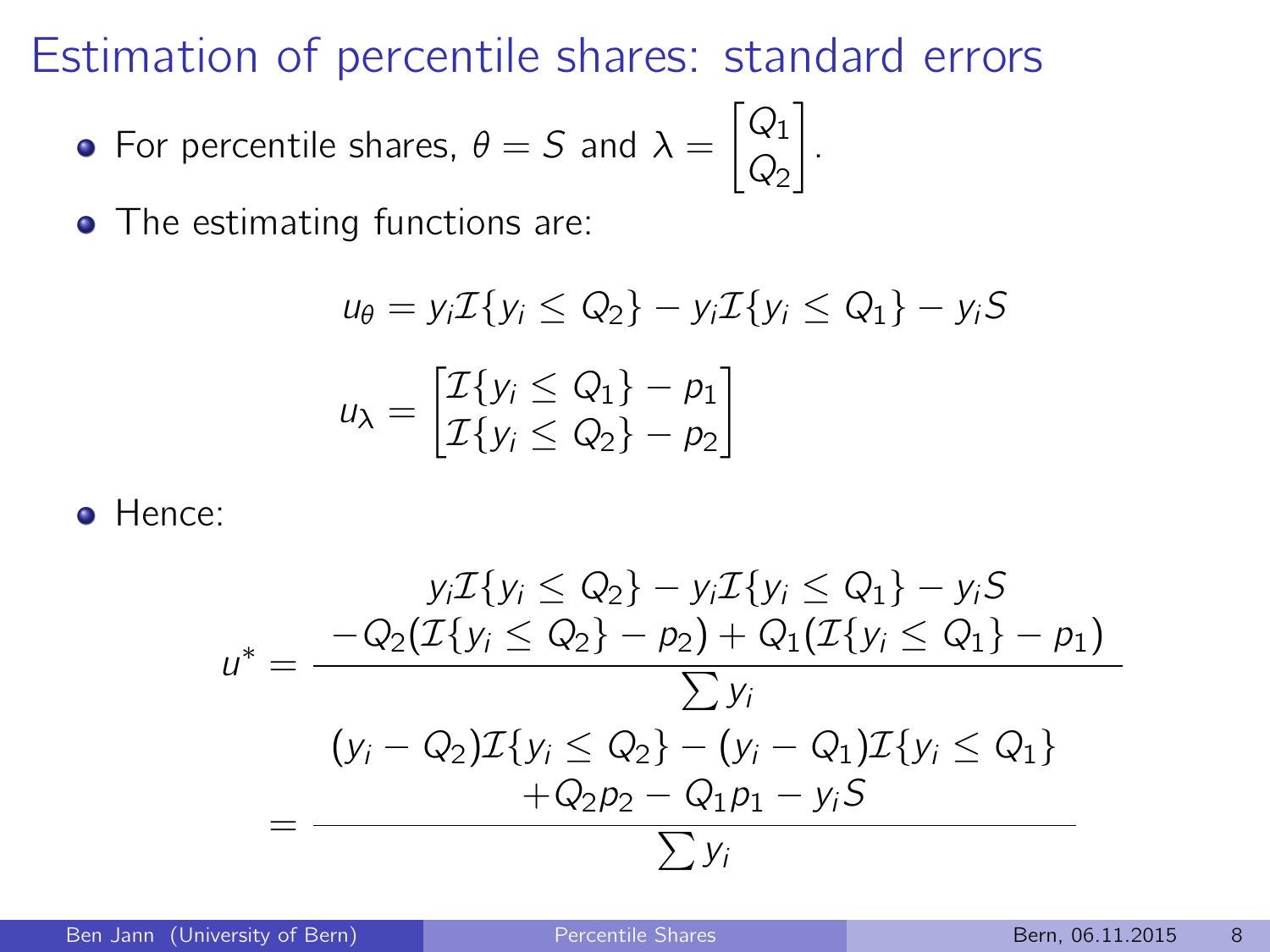# Estimation of percentile shares: standard errors

- For percentile shares, $\theta = S$ and $\lambda = \begin{bmatrix} Q_1 \\ Q_2 \end{bmatrix}$.
- The estimating functions are:

$$u_\theta = y_i \mathcal{I}\{y_i \leq Q_2\} - y_i \mathcal{I}\{y_i \leq Q_1\} - y_i S$$

$$u_\lambda = \begin{bmatrix} \mathcal{I}\{y_i \leq Q_1\} - p_1 \\ \mathcal{I}\{y_i \leq Q_2\} - p_2 \end{bmatrix}$$

- Hence:

$$u^* = \frac{\begin{array}{c} y_i \mathcal{I}\{y_i \leq Q_2\} - y_i \mathcal{I}\{y_i \leq Q_1\} - y_i S \\ -Q_2(\mathcal{I}\{y_i \leq Q_2\} - p_2) + Q_1(\mathcal{I}\{y_i \leq Q_1\} - p_1) \end{array}}{\sum y_i}$$

$$= \frac{\begin{array}{c} (y_i - Q_2)\mathcal{I}\{y_i \leq Q_2\} - (y_i - Q_1)\mathcal{I}\{y_i \leq Q_1\} \\ +Q_2 p_2 - Q_1 p_1 - y_i S \end{array}}{\sum y_i}$$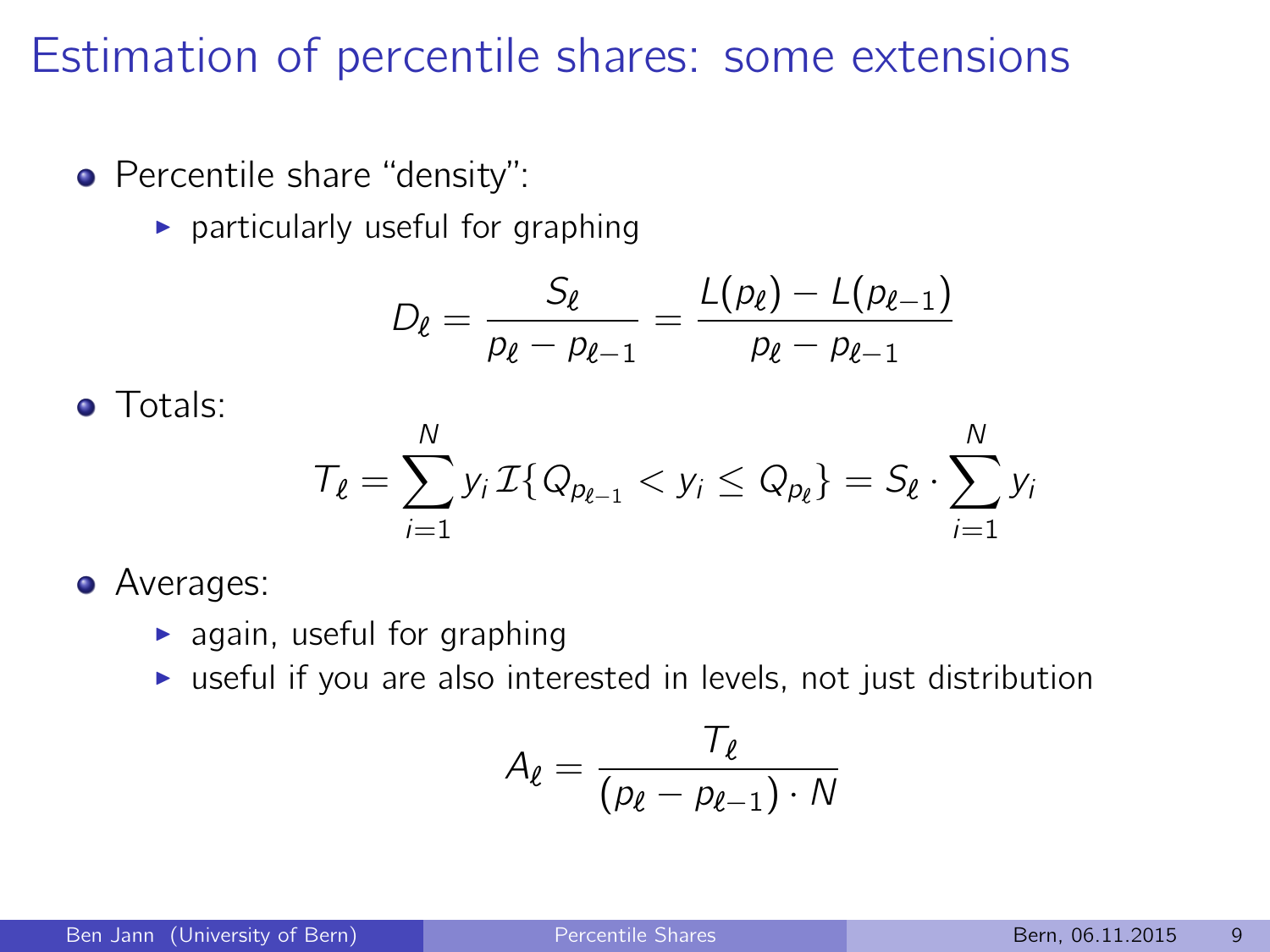# Estimation of percentile shares: some extensions

- Percentile share "density":
  - particularly useful for graphing

$$D_\ell = \frac{S_\ell}{p_\ell - p_{\ell-1}} = \frac{L(p_\ell) - L(p_{\ell-1})}{p_\ell - p_{\ell-1}}$$

- Totals:

$$T_\ell = \sum_{i=1}^{N} y_i \, \mathcal{I}\{Q_{p_{\ell-1}} < y_i \leq Q_{p_\ell}\} = S_\ell \cdot \sum_{i=1}^{N} y_i$$

- Averages:
  - again, useful for graphing
  - useful if you are also interested in levels, not just distribution

$$A_\ell = \frac{T_\ell}{(p_\ell - p_{\ell-1}) \cdot N}$$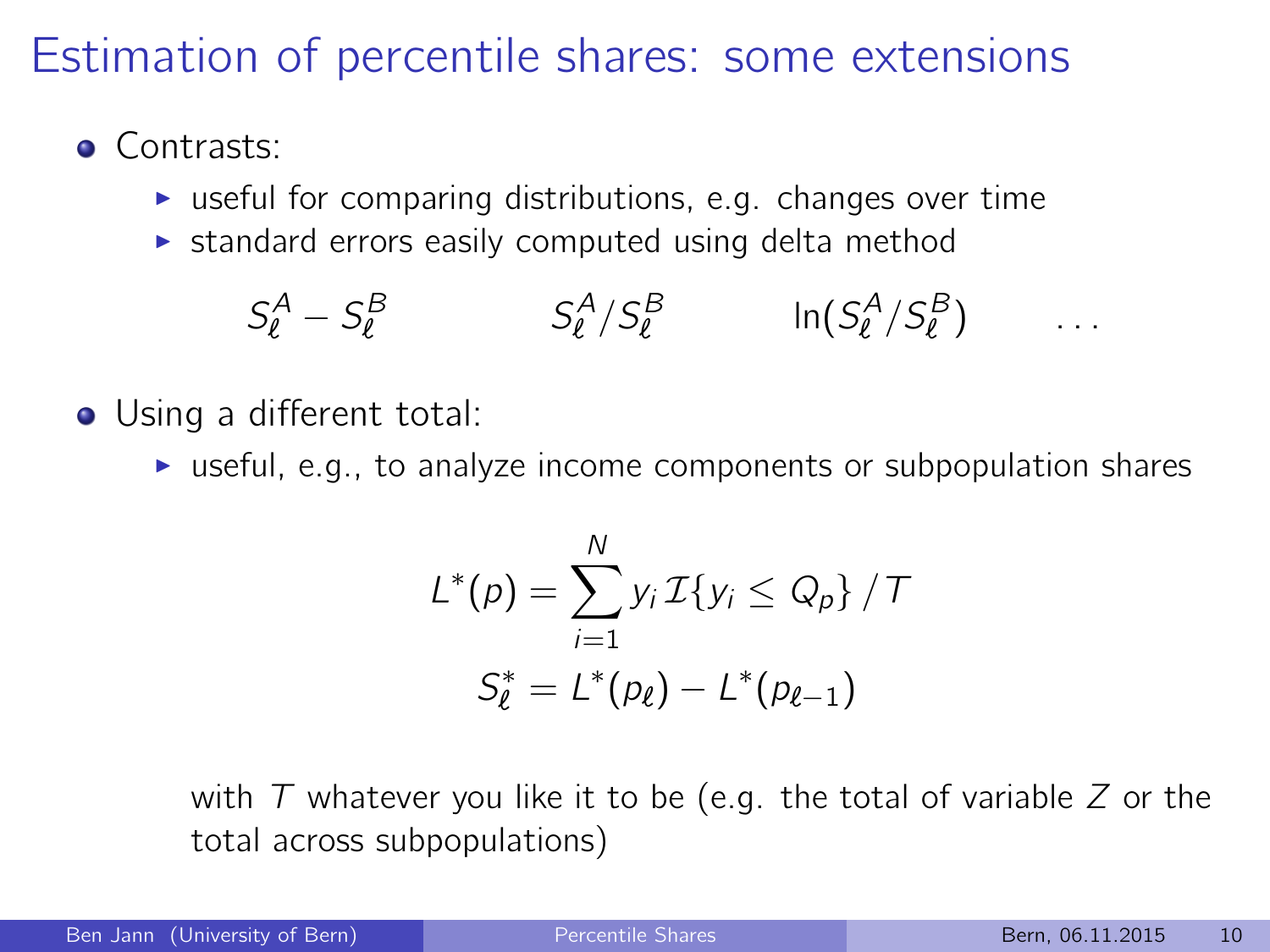# Estimation of percentile shares: some extensions

- Contrasts:
  - useful for comparing distributions, e.g. changes over time
  - standard errors easily computed using delta method

$$S_\ell^A - S_\ell^B \qquad S_\ell^A / S_\ell^B \qquad \ln(S_\ell^A / S_\ell^B) \qquad \ldots$$

- Using a different total:
  - useful, e.g., to analyze income components or subpopulation shares

$$L^*(p) = \sum_{i=1}^{N} y_i \, \mathcal{I}\{y_i \leq Q_p\} \, / \, T$$

$$S_\ell^* = L^*(p_\ell) - L^*(p_{\ell-1})$$

with $T$ whatever you like it to be (e.g. the total of variable $Z$ or the total across subpopulations)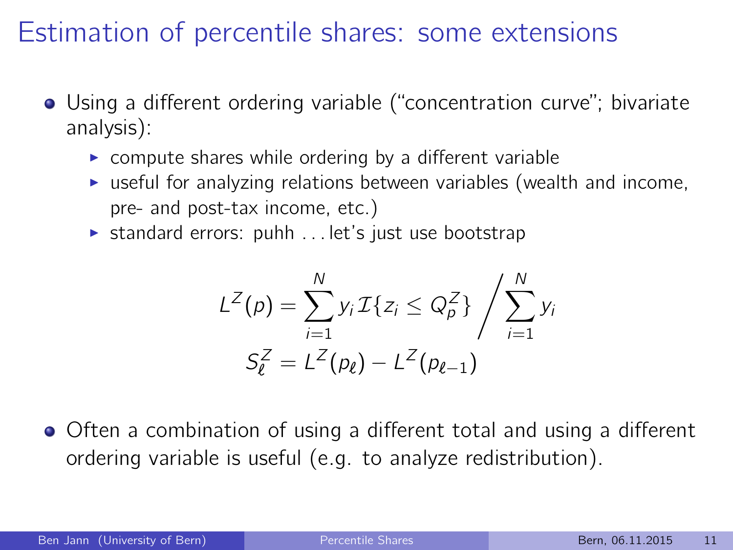# Estimation of percentile shares: some extensions

- Using a different ordering variable ("concentration curve"; bivariate analysis):
  - compute shares while ordering by a different variable
  - useful for analyzing relations between variables (wealth and income, pre- and post-tax income, etc.)
  - standard errors: puhh . . . let's just use bootstrap

$$
L^Z(p) = \sum_{i=1}^{N} y_i \mathcal{I}\{z_i \le Q_p^Z\} \bigg/ \sum_{i=1}^{N} y_i
$$

$$
S_\ell^Z = L^Z(p_\ell) - L^Z(p_{\ell-1})
$$

- Often a combination of using a different total and using a different ordering variable is useful (e.g. to analyze redistribution).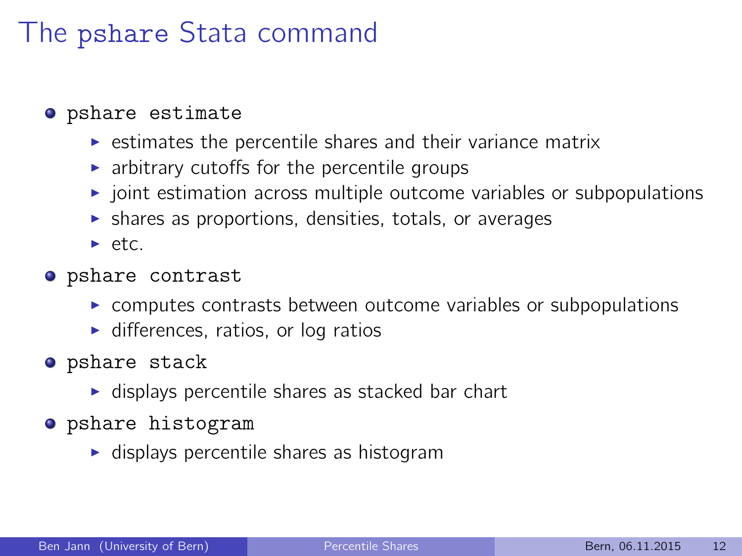# The `pshare` Stata command

- `pshare estimate`
  - estimates the percentile shares and their variance matrix
  - arbitrary cutoffs for the percentile groups
  - joint estimation across multiple outcome variables or subpopulations
  - shares as proportions, densities, totals, or averages
  - etc.
- `pshare contrast`
  - computes contrasts between outcome variables or subpopulations
  - differences, ratios, or log ratios
- `pshare stack`
  - displays percentile shares as stacked bar chart
- `pshare histogram`
  - displays percentile shares as histogram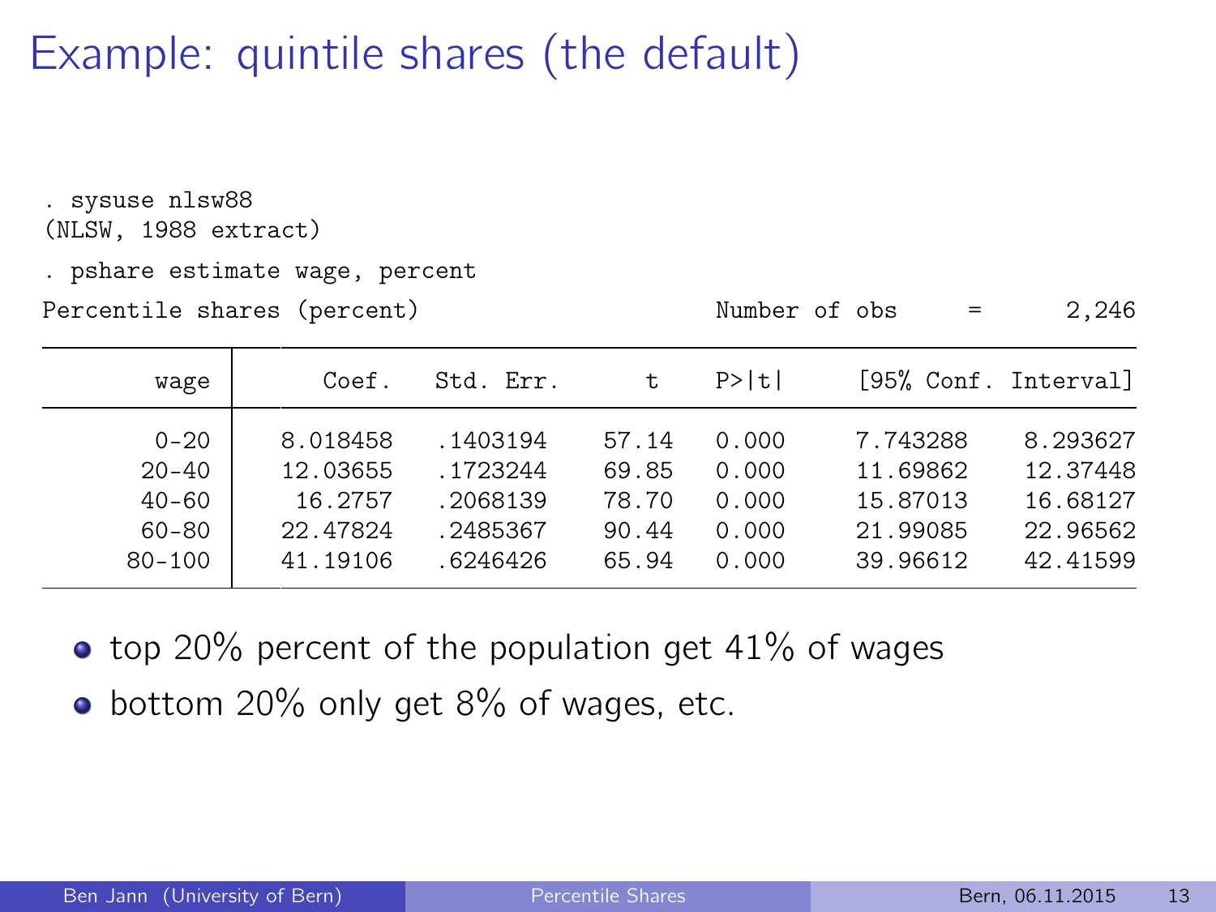# Example: quintile shares (the default)

```
. sysuse nlsw88
(NLSW, 1988 extract)

. pshare estimate wage, percent
Percentile shares (percent)                     Number of obs     =      2,246

------------------------------------------------------------------------------
        wage |      Coef.   Std. Err.      t    P>|t|     [95% Conf. Interval]
-------------+----------------------------------------------------------------
        0-20 |   8.018458   .1403194    57.14   0.000     7.743288    8.293627
       20-40 |   12.03655   .1723244    69.85   0.000     11.69862    12.37448
       40-60 |    16.2757   .2068139    78.70   0.000     15.87013    16.68127
       60-80 |   22.47824   .2485367    90.44   0.000     21.99085    22.96562
      80-100 |   41.19106   .6246426    65.94   0.000     39.96612    42.41599
------------------------------------------------------------------------------
```

- top 20% percent of the population get 41% of wages
- bottom 20% only get 8% of wages, etc.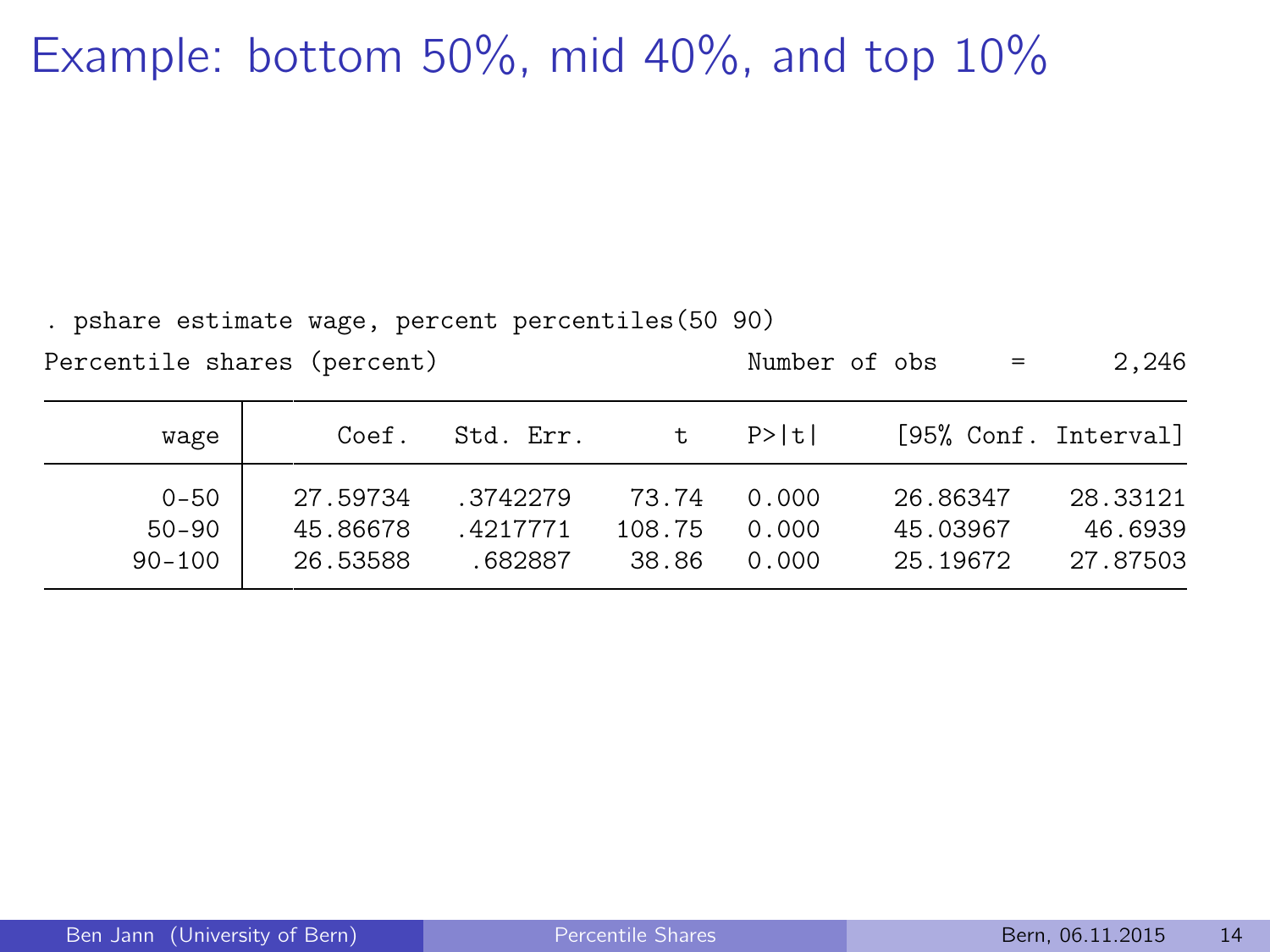# Example: bottom 50%, mid 40%, and top 10%

```
. pshare estimate wage, percent percentiles(50 90)
Percentile shares (percent)                    Number of obs     =      2,246
```

| wage | Coef. | Std. Err. | t | P>\|t\| | [95% Conf. | Interval] |
|---|---|---|---|---|---|---|
| 0-50 | 27.59734 | .3742279 | 73.74 | 0.000 | 26.86347 | 28.33121 |
| 50-90 | 45.86678 | .4217771 | 108.75 | 0.000 | 45.03967 | 46.6939 |
| 90-100 | 26.53588 | .682887 | 38.86 | 0.000 | 25.19672 | 27.87503 |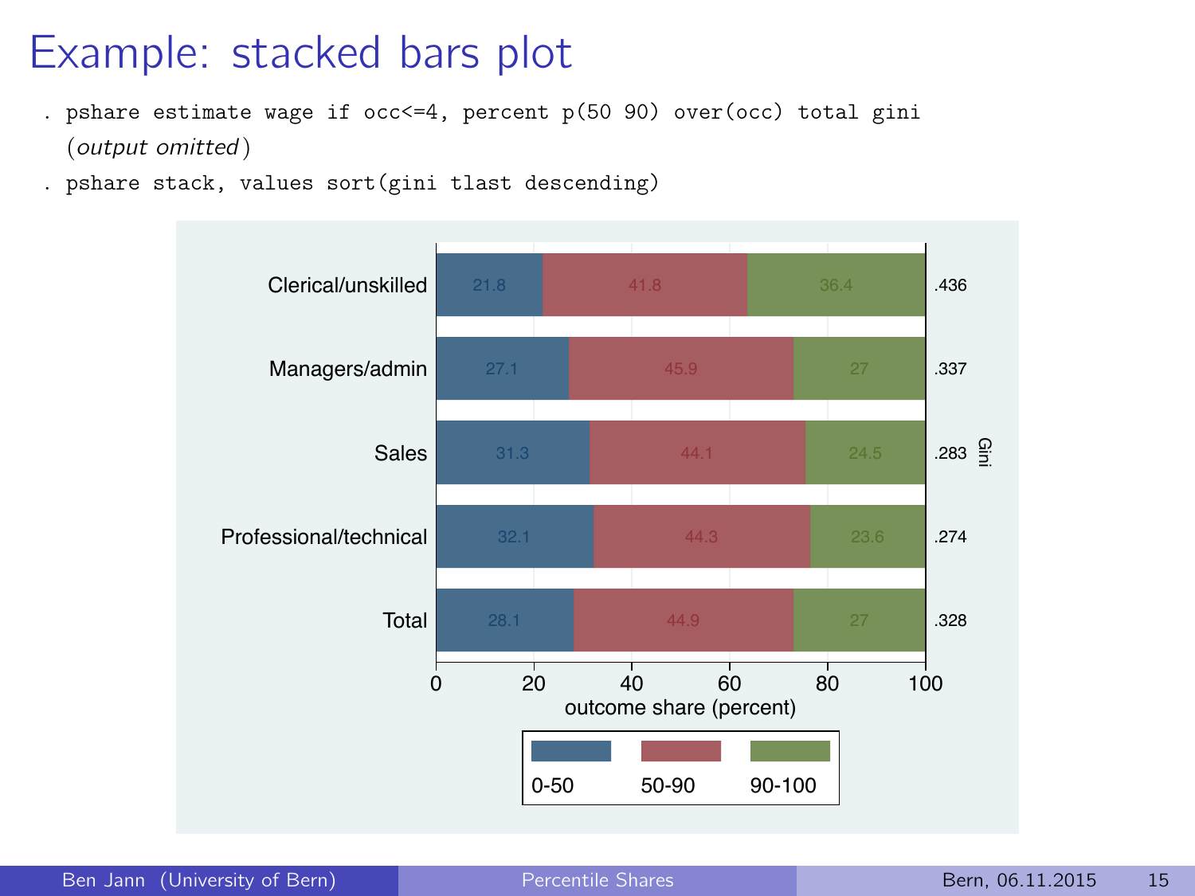# Example: stacked bars plot

```
. pshare estimate wage if occ<=4, percent p(50 90) over(occ) total gini
  (output omitted)
. pshare stack, values sort(gini tlast descending)
```

Clerical/unskilled 21.8 41.8 36.4 .436

Managers/admin 27.1 45.9 27 .337

Sales 31.3 44.1 24.5 .283

Professional/technical 32.1 44.3 23.6 .274

Total 28.1 44.9 27 .328

Gini

0 20 40 60 80 100

outcome share (percent)

0-50 50-90 90-100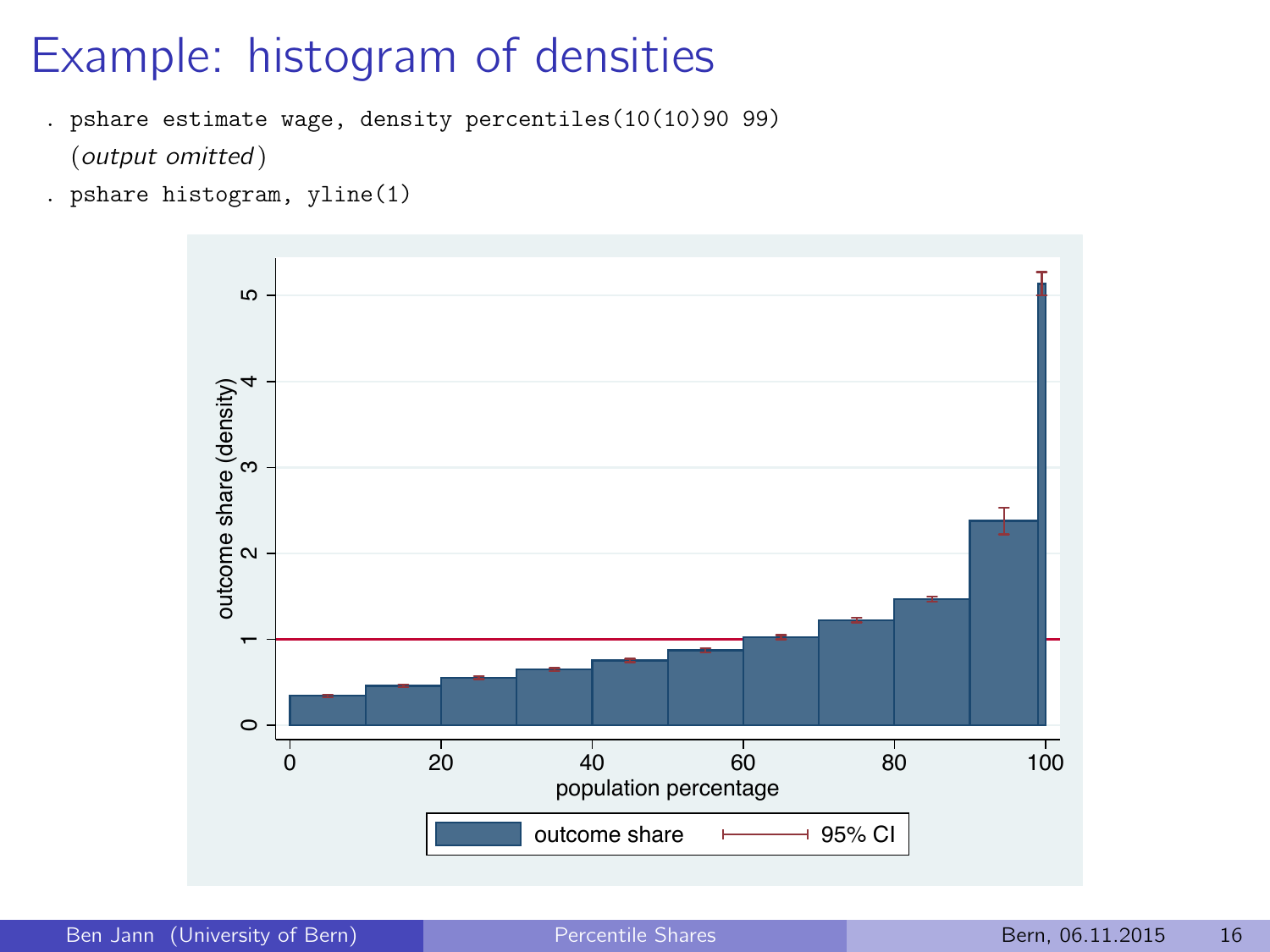# Example: histogram of densities

```
. pshare estimate wage, density percentiles(10(10)90 99)
  (output omitted)
. pshare histogram, yline(1)
```

outcome share (density)

0
1
2
3
4
5

0
20
40
60
80
100

population percentage

outcome share
95% CI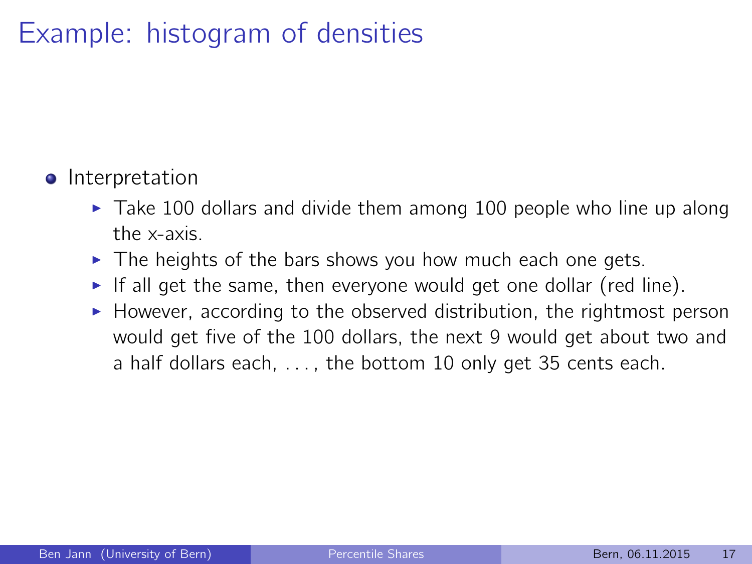# Example: histogram of densities

- Interpretation
  - Take 100 dollars and divide them among 100 people who line up along the x-axis.
  - The heights of the bars shows you how much each one gets.
  - If all get the same, then everyone would get one dollar (red line).
  - However, according to the observed distribution, the rightmost person would get five of the 100 dollars, the next 9 would get about two and a half dollars each, . . . , the bottom 10 only get 35 cents each.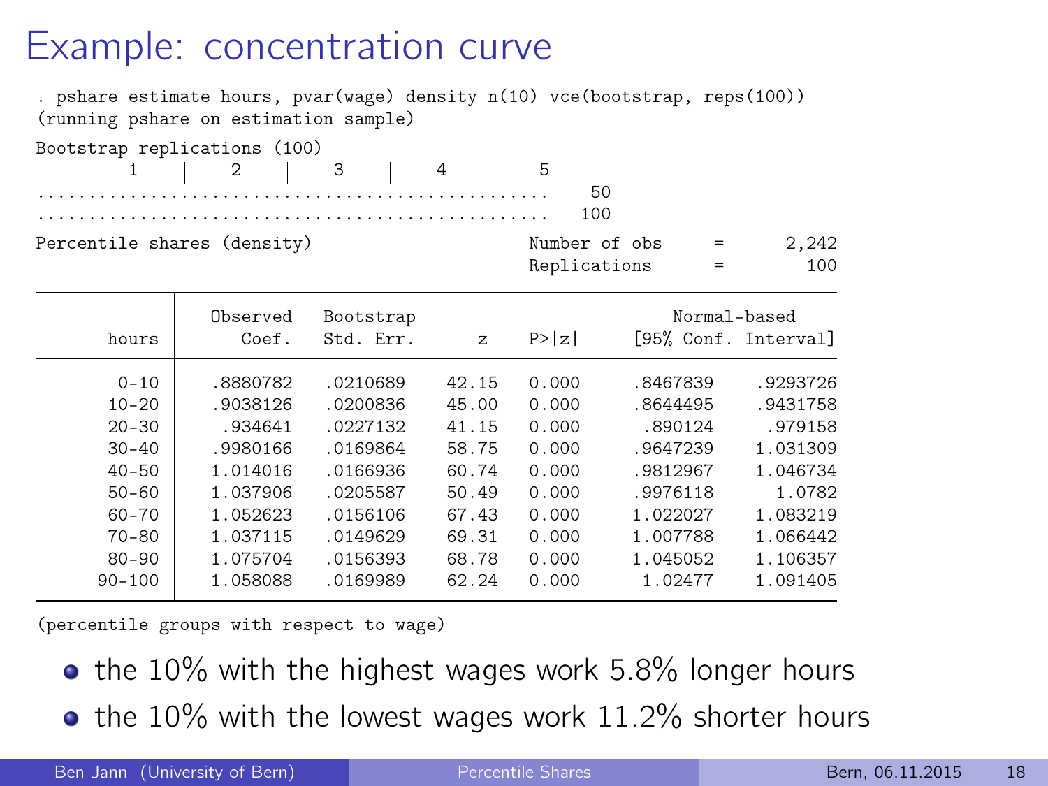# Example: concentration curve

```
. pshare estimate hours, pvar(wage) density n(10) vce(bootstrap, reps(100))
(running pshare on estimation sample)

Bootstrap replications (100)
----+--- 1 ---+--- 2 ---+--- 3 ---+--- 4 ---+--- 5
..................................................    50
..................................................   100

Percentile shares (density)                     Number of obs     =      2,242
                                                Replications      =        100
```

| hours | Observed Coef. | Bootstrap Std. Err. | z | P>\|z\| | Normal-based [95% Conf. | Interval] |
|---|---|---|---|---|---|---|
| 0-10 | .8880782 | .0210689 | 42.15 | 0.000 | .8467839 | .9293726 |
| 10-20 | .9038126 | .0200836 | 45.00 | 0.000 | .8644495 | .9431758 |
| 20-30 | .934641 | .0227132 | 41.15 | 0.000 | .890124 | .979158 |
| 30-40 | .9980166 | .0169864 | 58.75 | 0.000 | .9647239 | 1.031309 |
| 40-50 | 1.014016 | .0166936 | 60.74 | 0.000 | .9812967 | 1.046734 |
| 50-60 | 1.037906 | .0205587 | 50.49 | 0.000 | .9976118 | 1.0782 |
| 60-70 | 1.052623 | .0156106 | 67.43 | 0.000 | 1.022027 | 1.083219 |
| 70-80 | 1.037115 | .0149629 | 69.31 | 0.000 | 1.007788 | 1.066442 |
| 80-90 | 1.075704 | .0156393 | 68.78 | 0.000 | 1.045052 | 1.106357 |
| 90-100 | 1.058088 | .0169989 | 62.24 | 0.000 | 1.02477 | 1.091405 |

(percentile groups with respect to wage)

- the 10% with the highest wages work 5.8% longer hours
- the 10% with the lowest wages work 11.2% shorter hours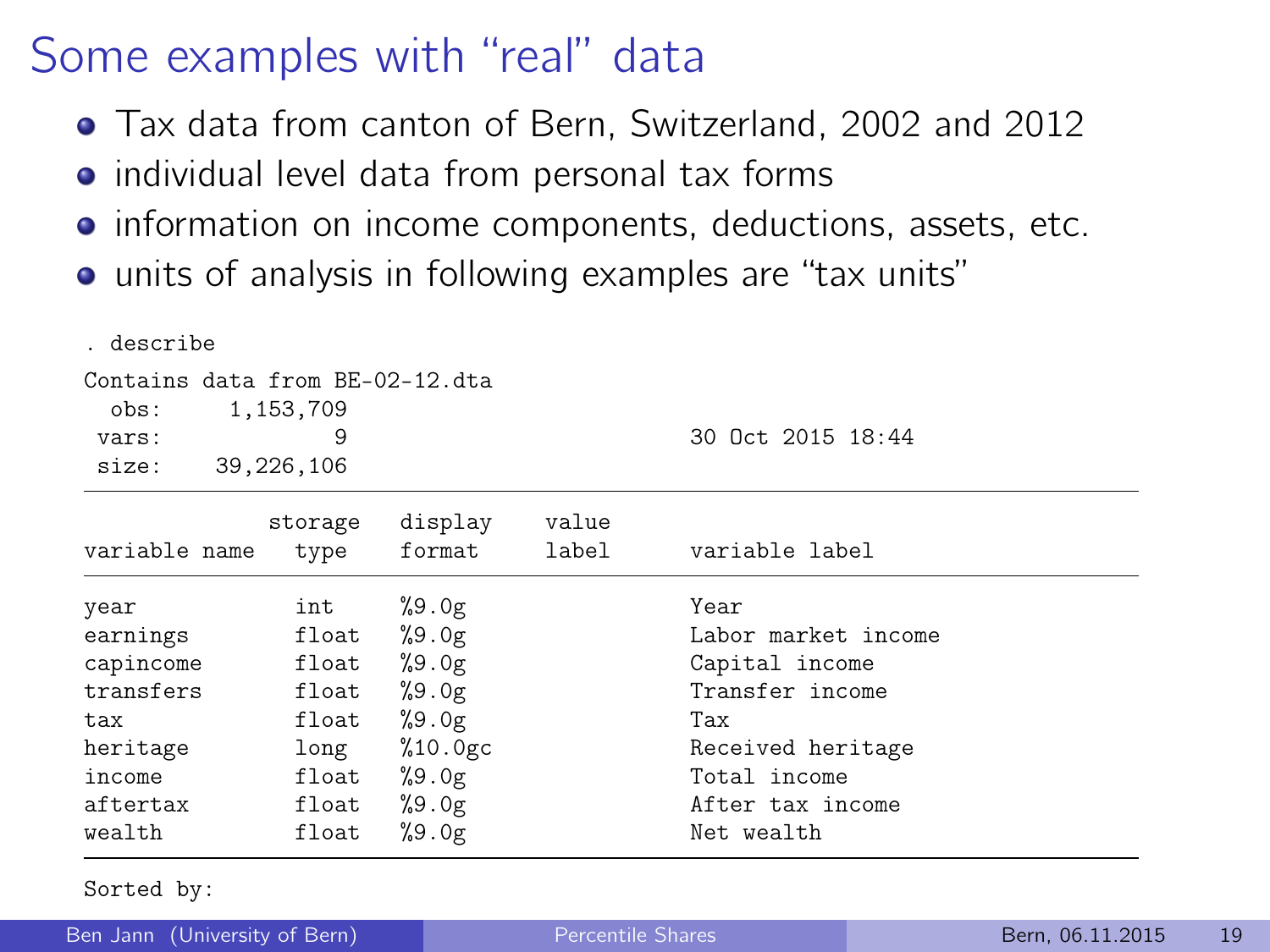# Some examples with “real” data

- Tax data from canton of Bern, Switzerland, 2002 and 2012
- individual level data from personal tax forms
- information on income components, deductions, assets, etc.
- units of analysis in following examples are “tax units”

```
. describe

Contains data from BE-02-12.dta
  obs:     1,153,709
 vars:             9                          30 Oct 2015 18:44
 size:    39,226,106
--------------------------------------------------------------------------------
              storage  display    value
variable name   type   format     label      variable label
--------------------------------------------------------------------------------
year            int    %9.0g                 Year
earnings        float  %9.0g                 Labor market income
capincome       float  %9.0g                 Capital income
transfers       float  %9.0g                 Transfer income
tax             float  %9.0g                 Tax
heritage        long   %10.0gc               Received heritage
income          float  %9.0g                 Total income
aftertax        float  %9.0g                 After tax income
wealth          float  %9.0g                 Net wealth
--------------------------------------------------------------------------------
Sorted by:
```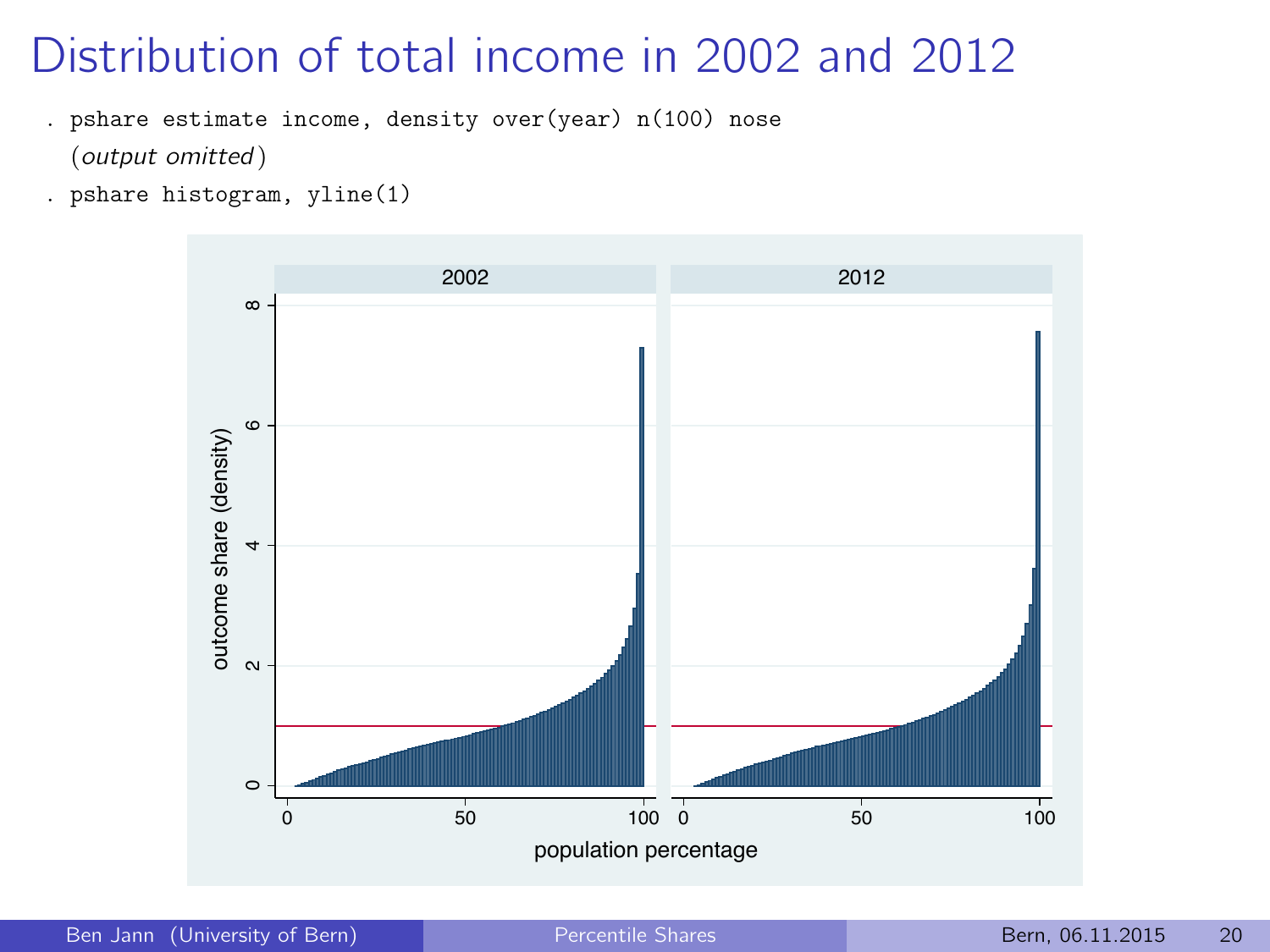# Distribution of total income in 2002 and 2012

```
. pshare estimate income, density over(year) n(100) nose
  (output omitted)
. pshare histogram, yline(1)
```

2002

2012

outcome share (density)

0
2
4
6
8

0
50
100
0
50
100

population percentage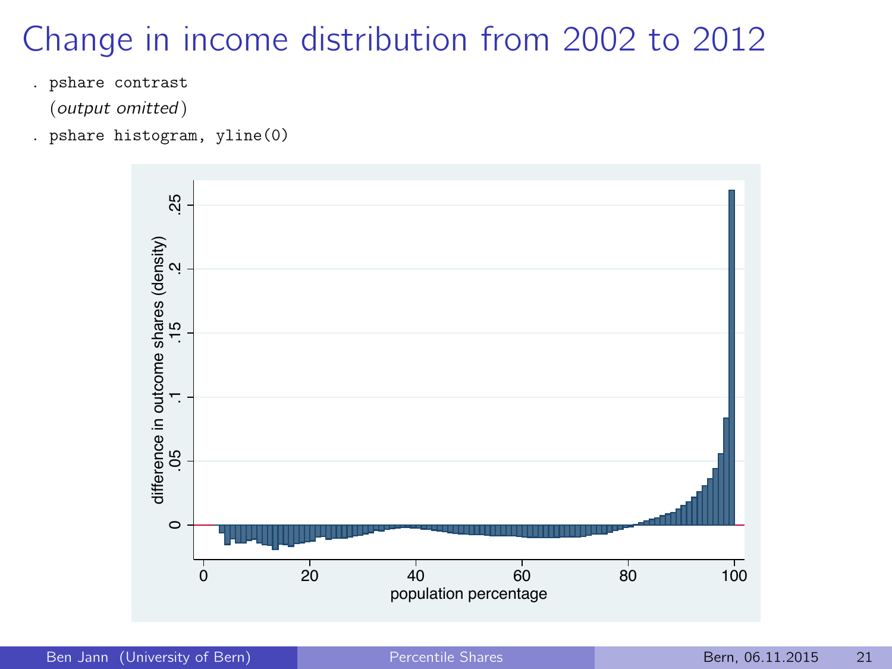# Change in income distribution from 2002 to 2012

```
. pshare contrast
  (output omitted)
. pshare histogram, yline(0)
```

difference in outcome shares (density)

0
.05
.1
.15
.2
.25

0
20
40
60
80
100

population percentage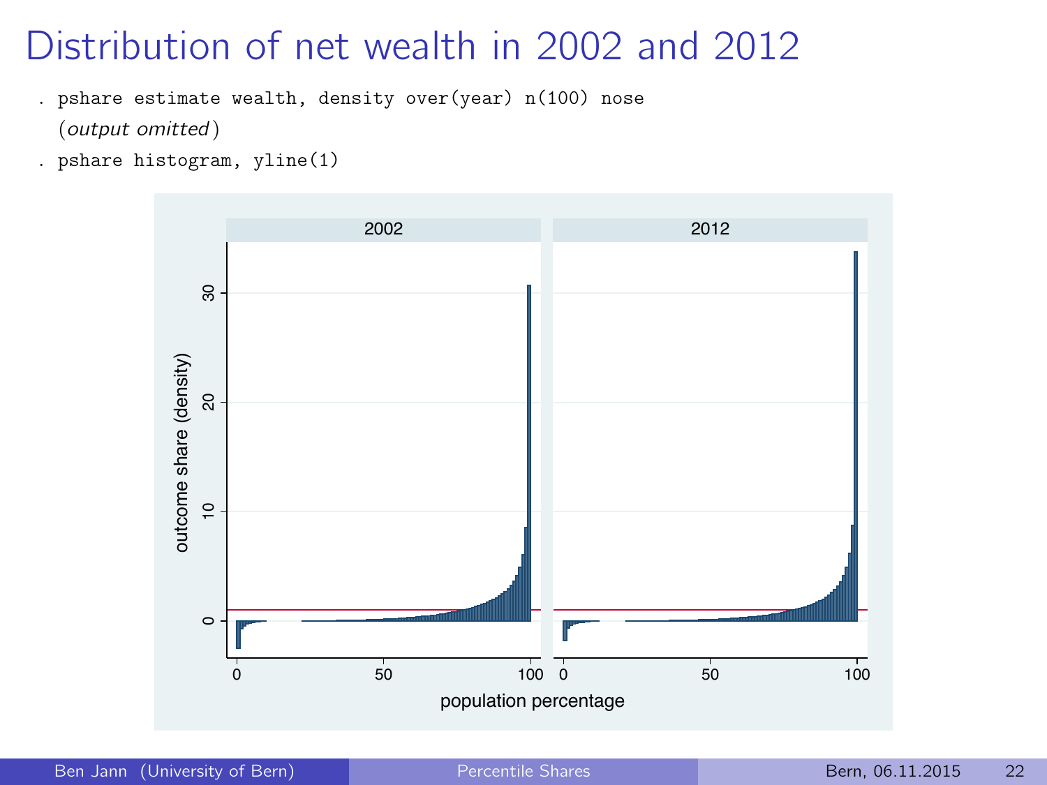# Distribution of net wealth in 2002 and 2012

```
. pshare estimate wealth, density over(year) n(100) nose
  (output omitted)
. pshare histogram, yline(1)
```

2002

2012

outcome share (density)

0
10
20
30

0
50
100

0
50
100

population percentage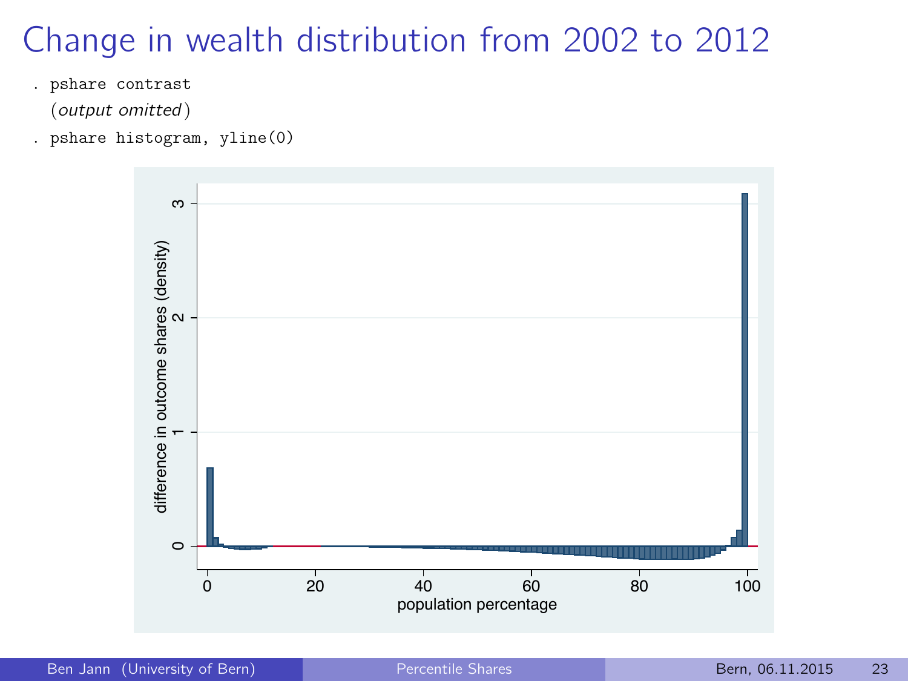# Change in wealth distribution from 2002 to 2012

```
. pshare contrast
  (output omitted)
. pshare histogram, yline(0)
```

difference in outcome shares (density)

3

2

1

0

0

20

40

60

80

100

population percentage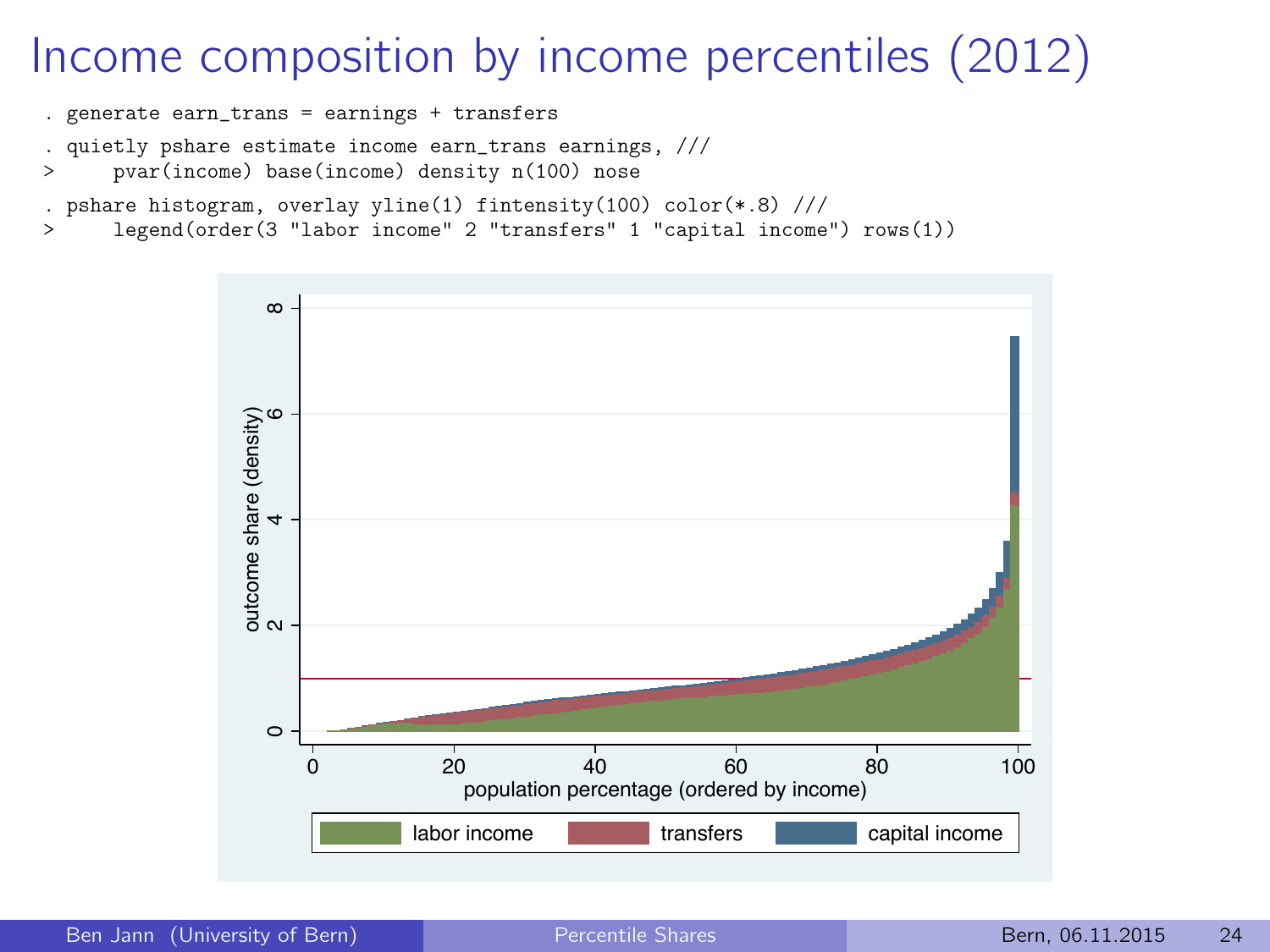# Income composition by income percentiles (2012)

```
. generate earn_trans = earnings + transfers

. quietly pshare estimate income earn_trans earnings, ///
>     pvar(income) base(income) density n(100) nose

. pshare histogram, overlay yline(1) fintensity(100) color(*.8) ///
>     legend(order(3 "labor income" 2 "transfers" 1 "capital income") rows(1))
```

outcome share (density)

0
2
4
6
8

0
20
40
60
80
100

population percentage (ordered by income)

labor income
transfers
capital income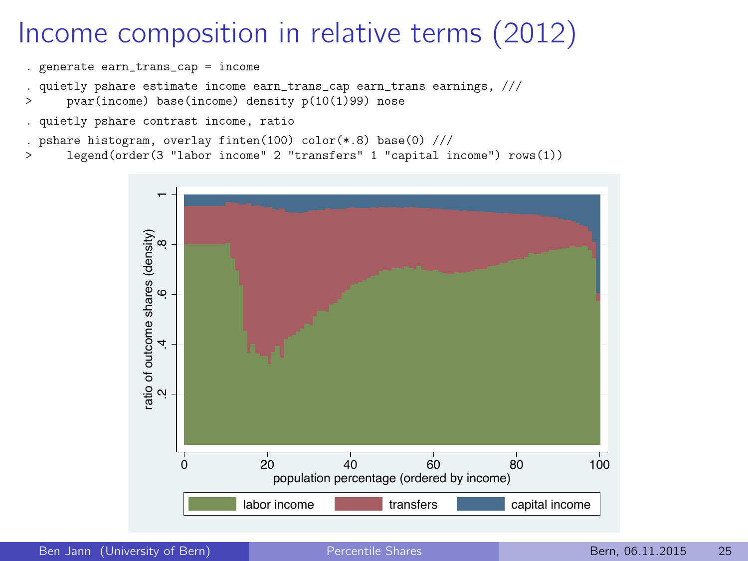# Income composition in relative terms (2012)

```
. generate earn_trans_cap = income
. quietly pshare estimate income earn_trans_cap earn_trans earnings, ///
>     pvar(income) base(income) density p(10(1)99) nose
. quietly pshare contrast income, ratio
. pshare histogram, overlay finten(100) color(*.8) base(0) ///
>     legend(order(3 "labor income" 2 "transfers" 1 "capital income") rows(1))
```

ratio of outcome shares (density)

1
.8
.6
.4
.2

0
20
40
60
80
100

population percentage (ordered by income)

labor income
transfers
capital income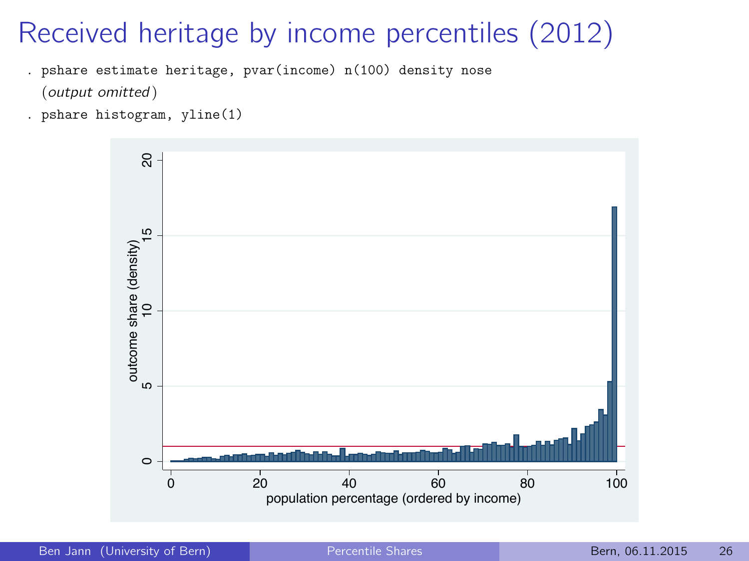# Received heritage by income percentiles (2012)

```
. pshare estimate heritage, pvar(income) n(100) density nose
  (output omitted)
. pshare histogram, yline(1)
```

outcome share (density)

0
5
10
15
20

0
20
40
60
80
100

population percentage (ordered by income)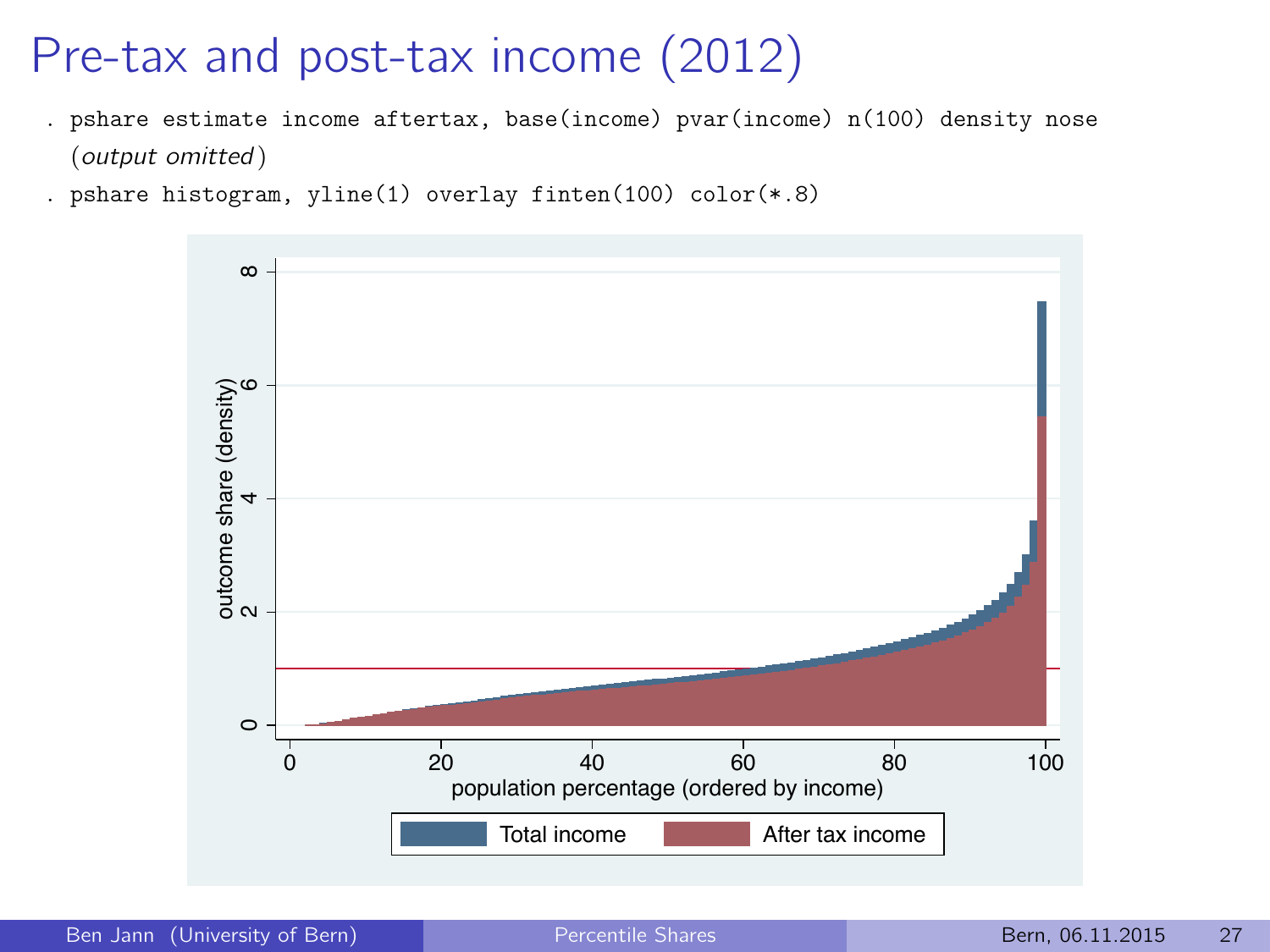# Pre-tax and post-tax income (2012)

```
. pshare estimate income aftertax, base(income) pvar(income) n(100) density nose
  (output omitted)
. pshare histogram, yline(1) overlay finten(100) color(*.8)
```

outcome share (density)

0
2
4
6
8

0
20
40
60
80
100

population percentage (ordered by income)

Total income
After tax income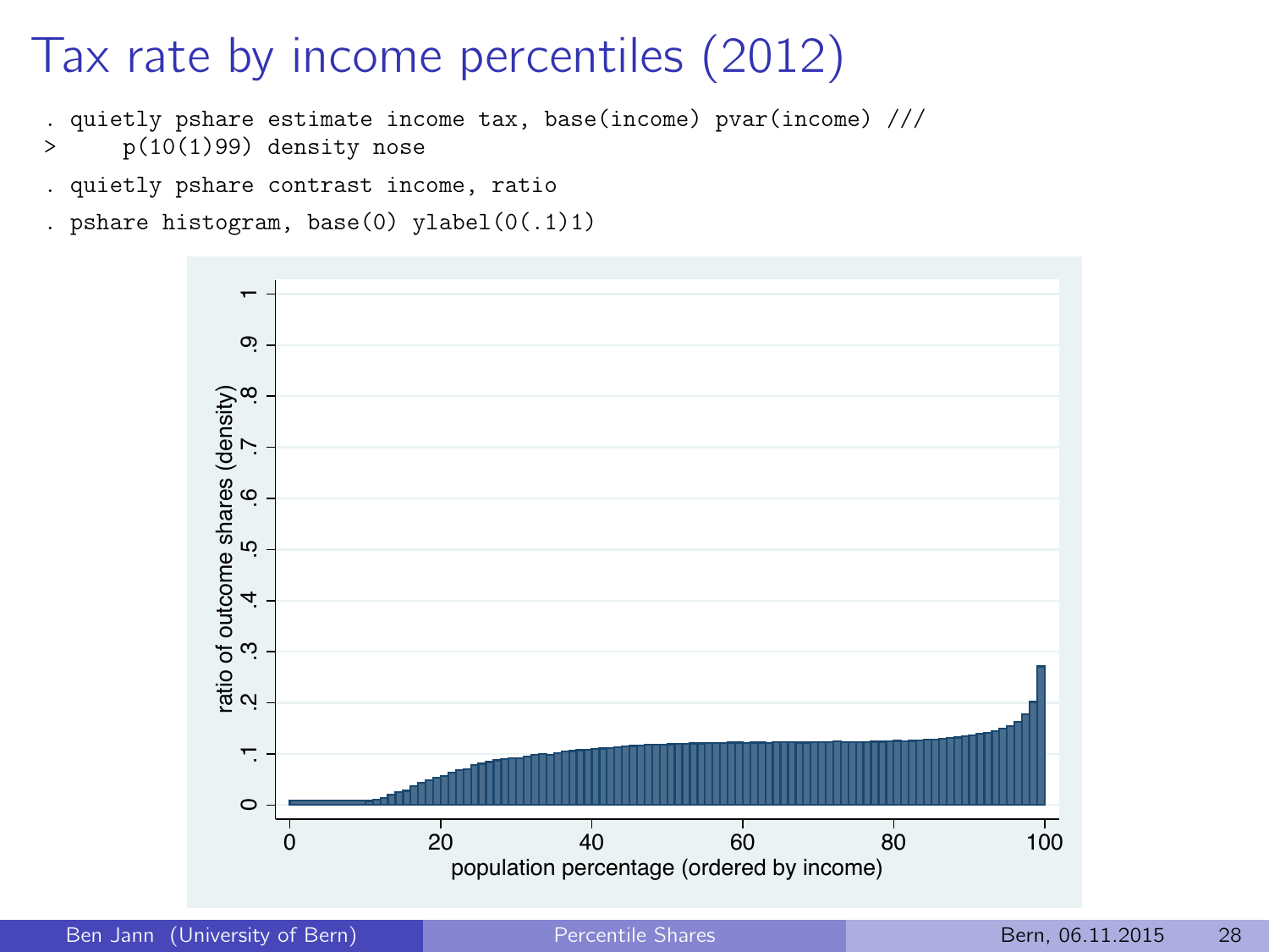# Tax rate by income percentiles (2012)

```
. quietly pshare estimate income tax, base(income) pvar(income) ///
>     p(10(1)99) density nose

. quietly pshare contrast income, ratio

. pshare histogram, base(0) ylabel(0(.1)1)
```

ratio of outcome shares (density)

0
.1
.2
.3
.4
.5
.6
.7
.8
.9
1

0
20
40
60
80
100

population percentage (ordered by income)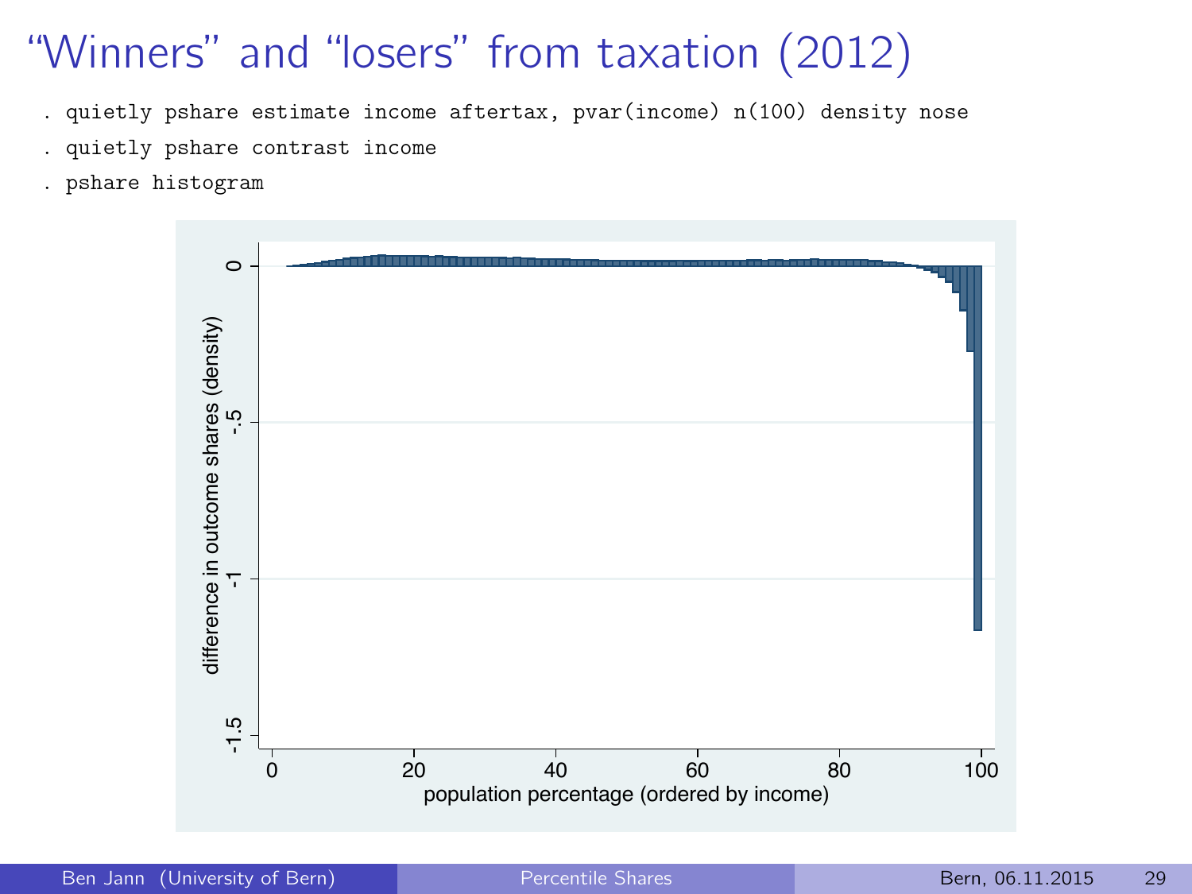# "Winners" and "losers" from taxation (2012)

```
. quietly pshare estimate income aftertax, pvar(income) n(100) density nose
. quietly pshare contrast income
. pshare histogram
```

difference in outcome shares (density)

0
-.5
-1
-1.5

0
20
40
60
80
100

population percentage (ordered by income)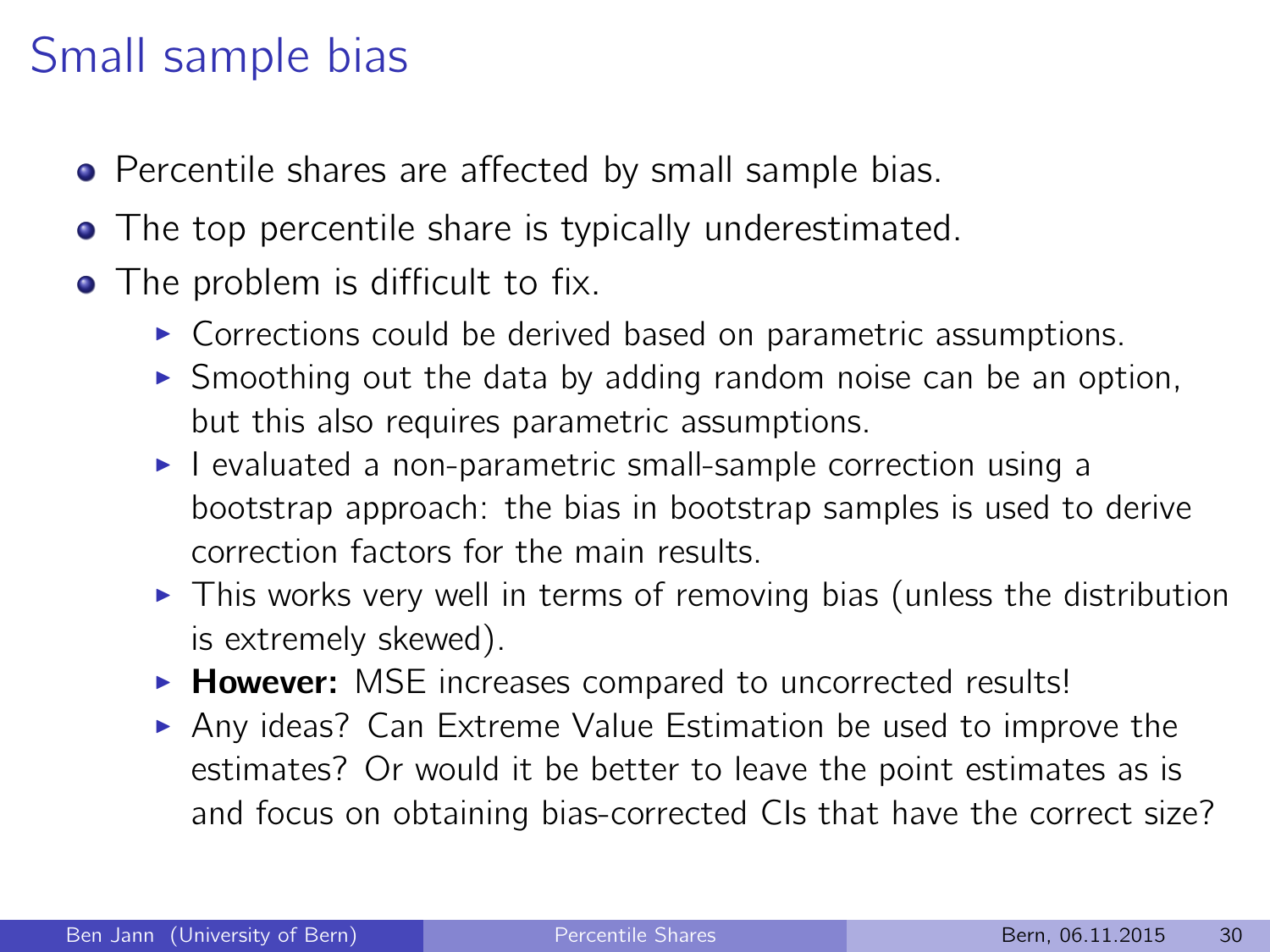# Small sample bias

- Percentile shares are affected by small sample bias.
- The top percentile share is typically underestimated.
- The problem is difficult to fix.
  - Corrections could be derived based on parametric assumptions.
  - Smoothing out the data by adding random noise can be an option, but this also requires parametric assumptions.
  - I evaluated a non-parametric small-sample correction using a bootstrap approach: the bias in bootstrap samples is used to derive correction factors for the main results.
  - This works very well in terms of removing bias (unless the distribution is extremely skewed).
  - **However:** MSE increases compared to uncorrected results!
  - Any ideas? Can Extreme Value Estimation be used to improve the estimates? Or would it be better to leave the point estimates as is and focus on obtaining bias-corrected CIs that have the correct size?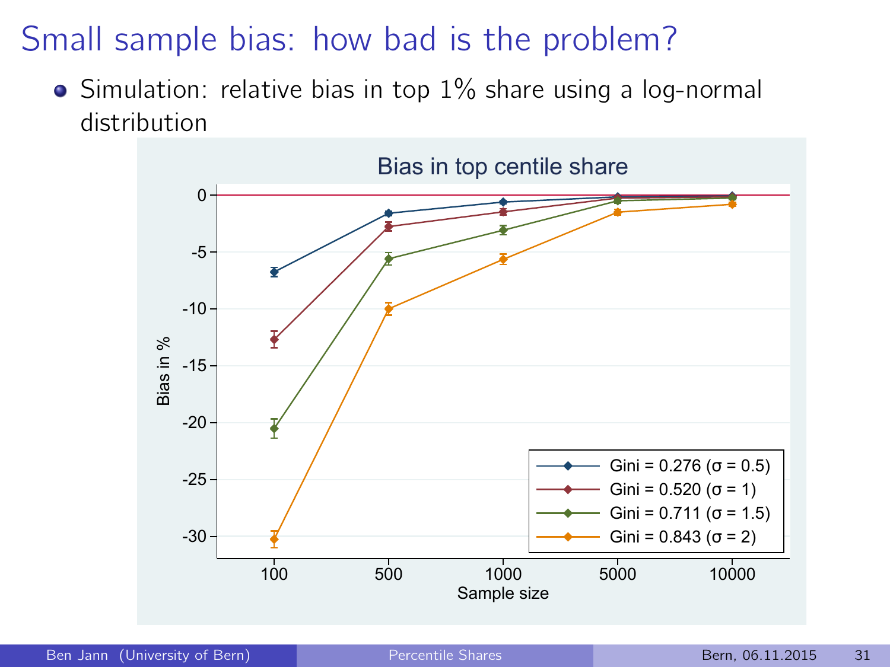# Small sample bias: how bad is the problem?

- Simulation: relative bias in top 1% share using a log-normal distribution

Bias in top centile share

Bias in %

0
-5
-10
-15
-20
-25
-30

Sample size

100
500
1000
5000
10000

Gini = 0.276 (σ = 0.5)
Gini = 0.520 (σ = 1)
Gini = 0.711 (σ = 1.5)
Gini = 0.843 (σ = 2)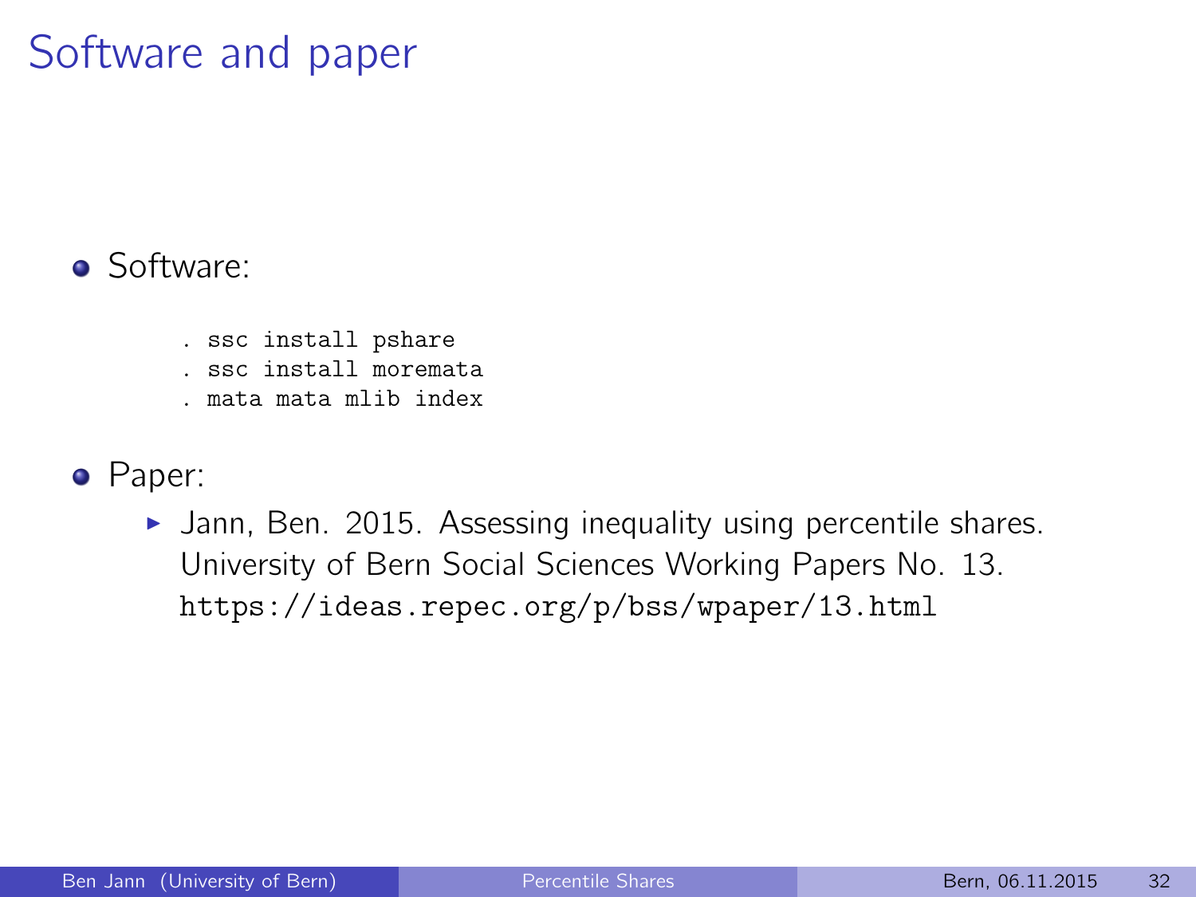# Software and paper

- Software:

```
. ssc install pshare
. ssc install moremata
. mata mata mlib index
```

- Paper:
  - Jann, Ben. 2015. Assessing inequality using percentile shares. University of Bern Social Sciences Working Papers No. 13. https://ideas.repec.org/p/bss/wpaper/13.html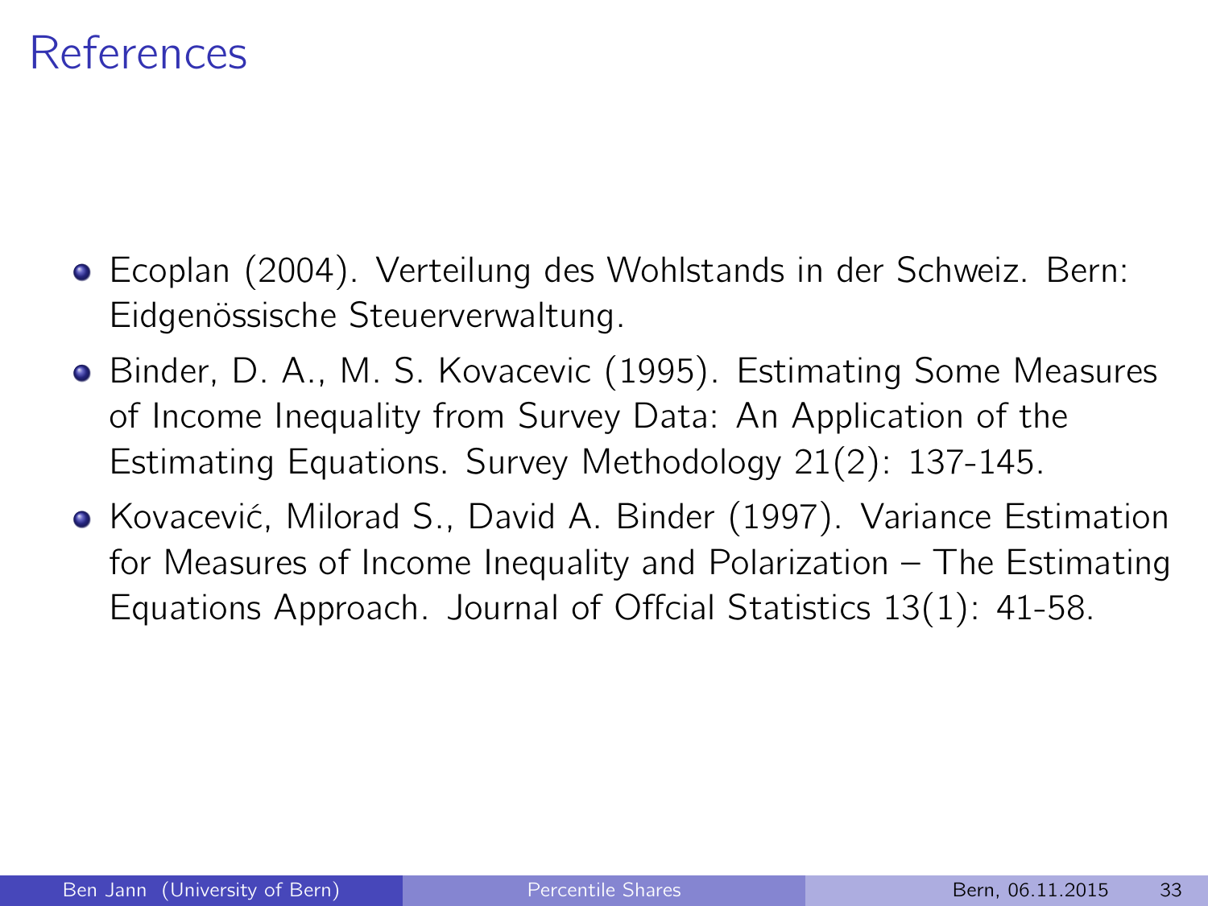# References

- Ecoplan (2004). Verteilung des Wohlstands in der Schweiz. Bern: Eidgenössische Steuerverwaltung.
- Binder, D. A., M. S. Kovacevic (1995). Estimating Some Measures of Income Inequality from Survey Data: An Application of the Estimating Equations. Survey Methodology 21(2): 137-145.
- Kovacević, Milorad S., David A. Binder (1997). Variance Estimation for Measures of Income Inequality and Polarization – The Estimating Equations Approach. Journal of Offcial Statistics 13(1): 41-58.